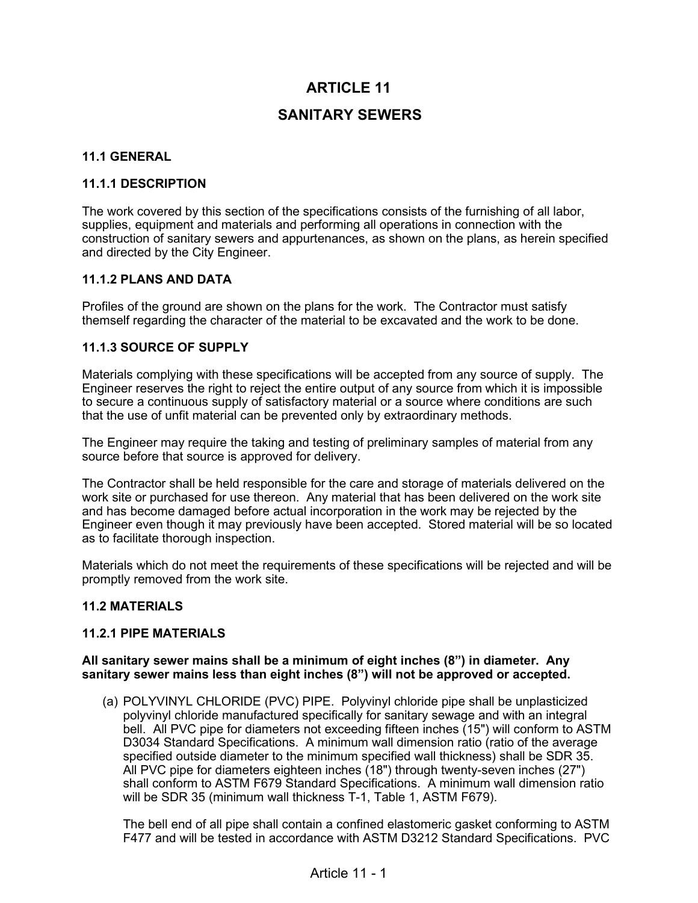# ARTICLE 11

# SANITARY SEWERS

### 11.1 GENERAL

#### 11.1.1 DESCRIPTION

The work covered by this section of the specifications consists of the furnishing of all labor, supplies, equipment and materials and performing all operations in connection with the construction of sanitary sewers and appurtenances, as shown on the plans, as herein specified and directed by the City Engineer.

#### 11.1.2 PLANS AND DATA

Profiles of the ground are shown on the plans for the work. The Contractor must satisfy themself regarding the character of the material to be excavated and the work to be done.

#### 11.1.3 SOURCE OF SUPPLY

Materials complying with these specifications will be accepted from any source of supply. The Engineer reserves the right to reject the entire output of any source from which it is impossible to secure a continuous supply of satisfactory material or a source where conditions are such that the use of unfit material can be prevented only by extraordinary methods.

The Engineer may require the taking and testing of preliminary samples of material from any source before that source is approved for delivery.

The Contractor shall be held responsible for the care and storage of materials delivered on the work site or purchased for use thereon. Any material that has been delivered on the work site and has become damaged before actual incorporation in the work may be rejected by the Engineer even though it may previously have been accepted. Stored material will be so located as to facilitate thorough inspection.

Materials which do not meet the requirements of these specifications will be rejected and will be promptly removed from the work site.

### 11.2 MATERIALS

#### 11.2.1 PIPE MATERIALS

**All sanitary sewer mains shall be a minimum of eight inches (8") in diameter. Any sanitary sewer mains less than eight inches (8") will not be approved or accepted.**

(a) POLYVINYL CHLORIDE (PVC) PIPE. Polyvinyl chloride pipe shall be unplasticized polyvinyl chloride manufactured specifically for sanitary sewage and with an integral bell. All PVC pipe for diameters not exceeding fifteen inches (15") will conform to ASTM D3034 Standard Specifications. A minimum wall dimension ratio (ratio of the average specified outside diameter to the minimum specified wall thickness) shall be SDR 35. All PVC pipe for diameters eighteen inches (18") through twenty-seven inches (27") shall conform to ASTM F679 Standard Specifications. A minimum wall dimension ratio will be SDR 35 (minimum wall thickness T-1, Table 1, ASTM F679).

The bell end of all pipe shall contain a confined elastomeric gasket conforming to ASTM F477 and will be tested in accordance with ASTM D3212 Standard Specifications. PVC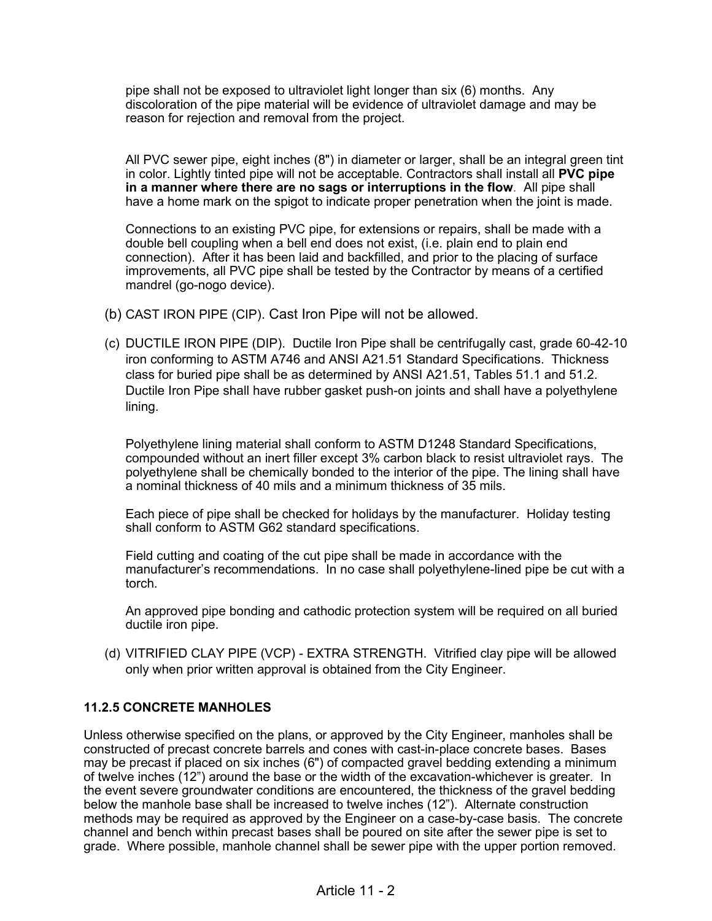pipe shall not be exposed to ultraviolet light longer than six (6) months. Any discoloration of the pipe material will be evidence of ultraviolet damage and may be reason for rejection and removal from the project.

All PVC sewer pipe, eight inches (8") in diameter or larger, shall be an integral green tint in color. Lightly tinted pipe will not be acceptable. Contractors shall install all **PVC pipe in a manner where there are no sags or interruptions in the flow**. All pipe shall have a home mark on the spigot to indicate proper penetration when the joint is made.

Connections to an existing PVC pipe, for extensions or repairs, shall be made with a double bell coupling when a bell end does not exist, (i.e. plain end to plain end connection). After it has been laid and backfilled, and prior to the placing of surface improvements, all PVC pipe shall be tested by the Contractor by means of a certified mandrel (go-nogo device).

(b) CAST IRON PIPE (CIP). Cast Iron Pipe will not be allowed.

(c) DUCTILE IRON PIPE (DIP). Ductile Iron Pipe shall be centrifugally cast, grade 60-42-10 iron conforming to ASTM A746 and ANSI A21.51 Standard Specifications. Thickness class for buried pipe shall be as determined by ANSI A21.51, Tables 51.1 and 51.2. Ductile Iron Pipe shall have rubber gasket push-on joints and shall have a polyethylene lining.

Polyethylene lining material shall conform to ASTM D1248 Standard Specifications, compounded without an inert filler except 3% carbon black to resist ultraviolet rays. The polyethylene shall be chemically bonded to the interior of the pipe. The lining shall have a nominal thickness of 40 mils and a minimum thickness of 35 mils.

Each piece of pipe shall be checked for holidays by the manufacturer. Holiday testing shall conform to ASTM G62 standard specifications.

Field cutting and coating of the cut pipe shall be made in accordance with the manufacturer's recommendations. In no case shall polyethylene-lined pipe be cut with a torch.

An approved pipe bonding and cathodic protection system will be required on all buried ductile iron pipe.

(d) VITRIFIED CLAY PIPE (VCP) - EXTRA STRENGTH. Vitrified clay pipe will be allowed only when prior written approval is obtained from the City Engineer.

### 11.2.5 CONCRETE MANHOLES

Unless otherwise specified on the plans, or approved by the City Engineer, manholes shall be constructed of precast concrete barrels and cones with cast-in-place concrete bases. Bases may be precast if placed on six inches (6") of compacted gravel bedding extending a minimum of twelve inches (12") around the base or the width of the excavation-whichever is greater. In the event severe groundwater conditions are encountered, the thickness of the gravel bedding below the manhole base shall be increased to twelve inches (12"). Alternate construction methods may be required as approved by the Engineer on a case-by-case basis. The concrete channel and bench within precast bases shall be poured on site after the sewer pipe is set to grade. Where possible, manhole channel shall be sewer pipe with the upper portion removed.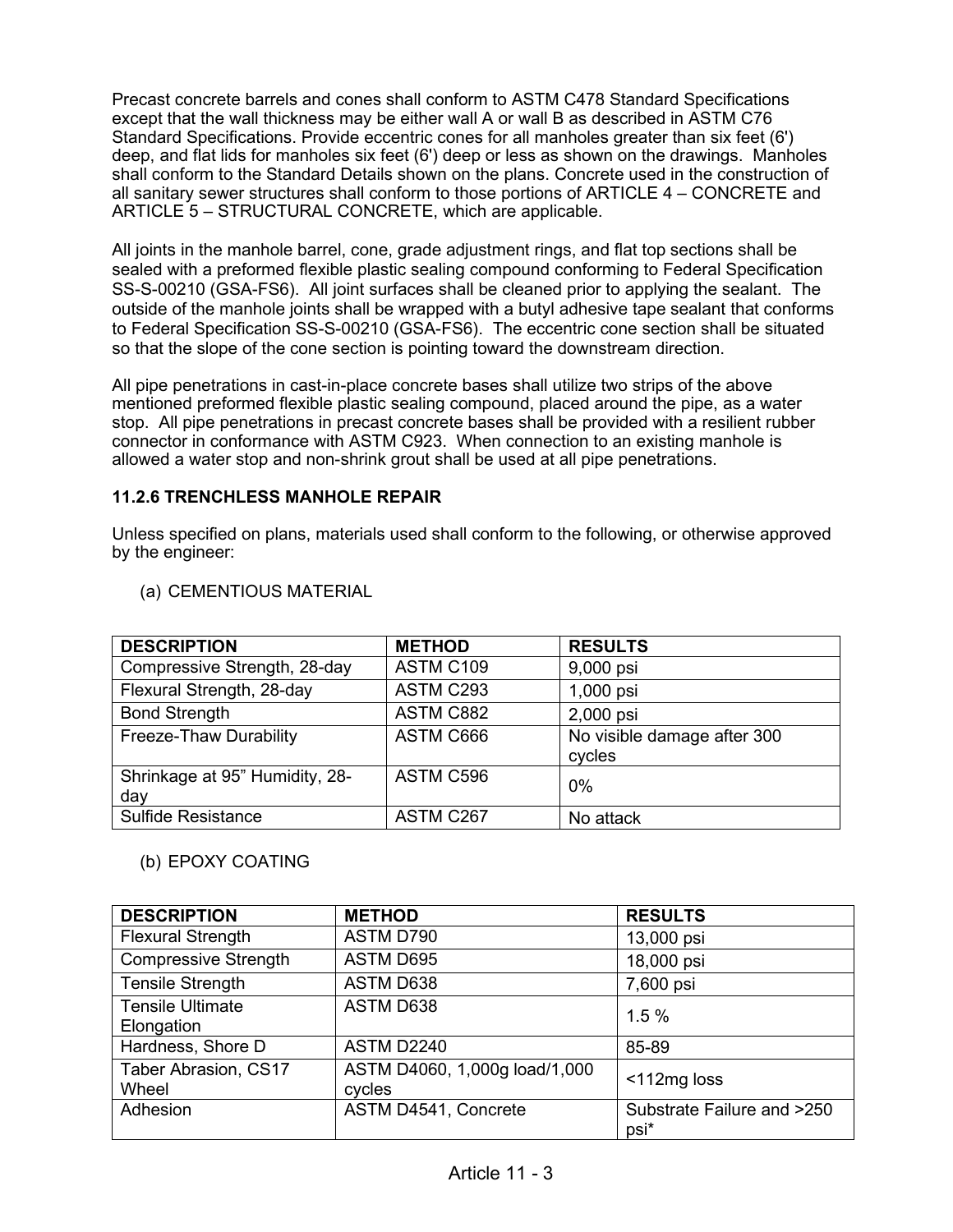Precast concrete barrels and cones shall conform to ASTM C478 Standard Specifications except that the wall thickness may be either wall A or wall B as described in ASTM C76 Standard Specifications. Provide eccentric cones for all manholes greater than six feet (6') deep, and flat lids for manholes six feet (6') deep or less as shown on the drawings. Manholes shall conform to the Standard Details shown on the plans. Concrete used in the construction of all sanitary sewer structures shall conform to those portions of ARTICLE 4 – CONCRETE and ARTICLE 5 – STRUCTURAL CONCRETE, which are applicable.

All joints in the manhole barrel, cone, grade adjustment rings, and flat top sections shall be sealed with a preformed flexible plastic sealing compound conforming to Federal Specification SS-S-00210 (GSA-FS6). All joint surfaces shall be cleaned prior to applying the sealant. The outside of the manhole joints shall be wrapped with a butyl adhesive tape sealant that conforms to Federal Specification SS-S-00210 (GSA-FS6). The eccentric cone section shall be situated so that the slope of the cone section is pointing toward the downstream direction.

All pipe penetrations in cast-in-place concrete bases shall utilize two strips of the above mentioned preformed flexible plastic sealing compound, placed around the pipe, as a water stop. All pipe penetrations in precast concrete bases shall be provided with a resilient rubber connector in conformance with ASTM C923. When connection to an existing manhole is allowed a water stop and non-shrink grout shall be used at all pipe penetrations.

### 11.2.6 TRENCHLESS MANHOLE REPAIR

Unless specified on plans, materials used shall conform to the following, or otherwise approved by the engineer:

(a) CEMENTIOUS MATERIAL

| DESCRIPTION | METHOD | RESULTS |
| --- | --- | --- |
| Compressive Strength, 28-day | ASTM C109 | 9,000 psi |
| Flexural Strength, 28-day | ASTM C293 | 1,000 psi |
| Bond Strength | ASTM C882 | 2,000 psi |
| Freeze-Thaw Durability | ASTM C666 | No visible damage after 300 cycles |
| Shrinkage at 95" Humidity, 28-day | ASTM C596 | 0% |
| Sulfide Resistance | ASTM C267 | No attack |

(b) EPOXY COATING

| DESCRIPTION | METHOD | RESULTS |
| --- | --- | --- |
| Flexural Strength | ASTM D790 | 13,000 psi |
| Compressive Strength | ASTM D695 | 18,000 psi |
| Tensile Strength | ASTM D638 | 7,600 psi |
| Tensile Ultimate Elongation | ASTM D638 | 1.5 % |
| Hardness, Shore D | ASTM D2240 | 85-89 |
| Taber Abrasion, CS17 Wheel | ASTM D4060, 1,000g load/1,000 cycles | <112mg loss |
| Adhesion | ASTM D4541, Concrete | Substrate Failure and >250 psi* |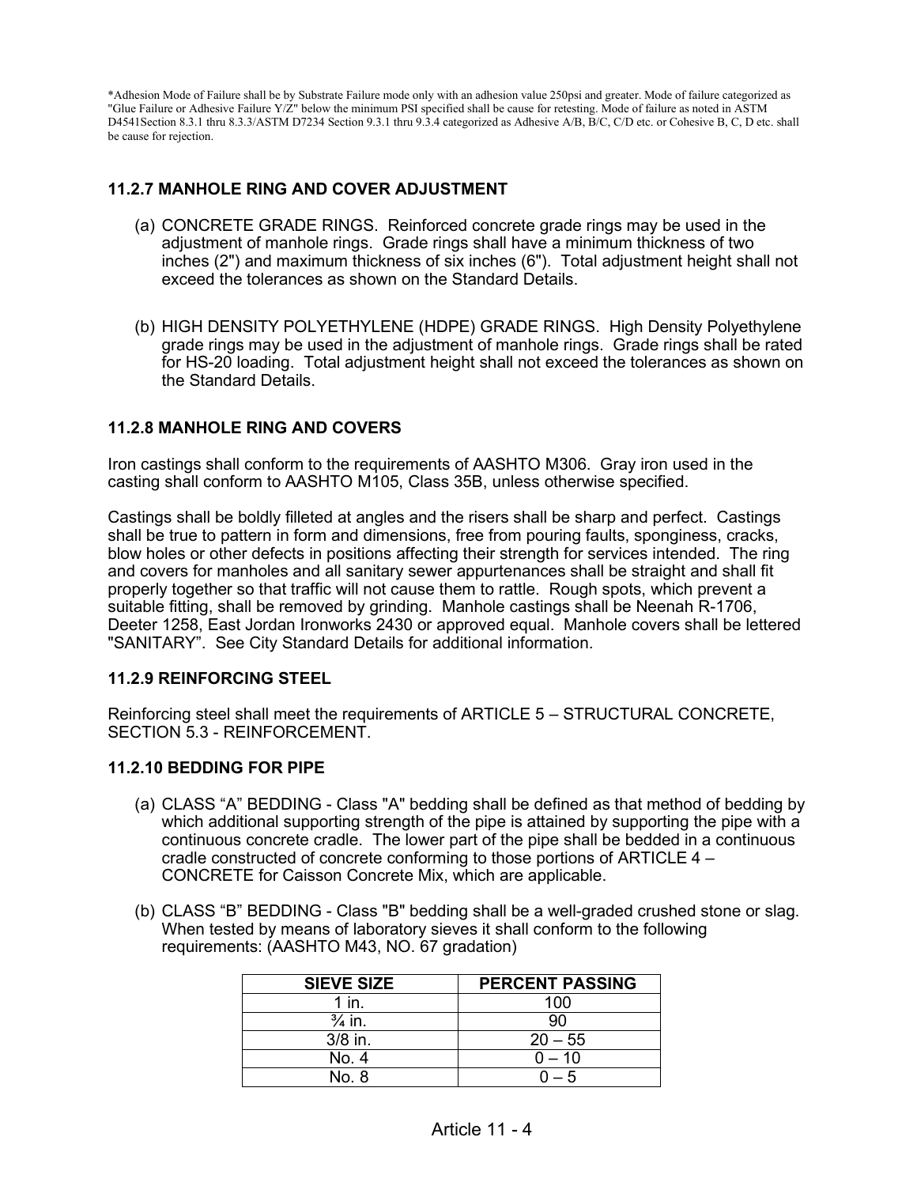*Adhesion Mode of Failure shall be by Substrate Failure mode only with an adhesion value 250psi and greater. Mode of failure categorized as "Glue Failure or Adhesive Failure Y/Z" below the minimum PSI specified shall be cause for retesting. Mode of failure as noted in ASTM D4541Section 8.3.1 thru 8.3.3/ASTM D7234 Section 9.3.1 thru 9.3.4 categorized as Adhesive A/B, B/C, C/D etc. or Cohesive B, C, D etc. shall be cause for rejection.

### 11.2.7 MANHOLE RING AND COVER ADJUSTMENT

(a) CONCRETE GRADE RINGS. Reinforced concrete grade rings may be used in the adjustment of manhole rings. Grade rings shall have a minimum thickness of two inches (2") and maximum thickness of six inches (6"). Total adjustment height shall not exceed the tolerances as shown on the Standard Details.

(b) HIGH DENSITY POLYETHYLENE (HDPE) GRADE RINGS. High Density Polyethylene grade rings may be used in the adjustment of manhole rings. Grade rings shall be rated for HS-20 loading. Total adjustment height shall not exceed the tolerances as shown on the Standard Details.

### 11.2.8 MANHOLE RING AND COVERS

Iron castings shall conform to the requirements of AASHTO M306. Gray iron used in the casting shall conform to AASHTO M105, Class 35B, unless otherwise specified.

Castings shall be boldly filleted at angles and the risers shall be sharp and perfect. Castings shall be true to pattern in form and dimensions, free from pouring faults, sponginess, cracks, blow holes or other defects in positions affecting their strength for services intended. The ring and covers for manholes and all sanitary sewer appurtenances shall be straight and shall fit properly together so that traffic will not cause them to rattle. Rough spots, which prevent a suitable fitting, shall be removed by grinding. Manhole castings shall be Neenah R-1706, Deeter 1258, East Jordan Ironworks 2430 or approved equal. Manhole covers shall be lettered "SANITARY". See City Standard Details for additional information.

### 11.2.9 REINFORCING STEEL

Reinforcing steel shall meet the requirements of ARTICLE 5 – STRUCTURAL CONCRETE, SECTION 5.3 - REINFORCEMENT.

### 11.2.10 BEDDING FOR PIPE

(a) CLASS “A” BEDDING - Class "A" bedding shall be defined as that method of bedding by which additional supporting strength of the pipe is attained by supporting the pipe with a continuous concrete cradle. The lower part of the pipe shall be bedded in a continuous cradle constructed of concrete conforming to those portions of ARTICLE 4 – CONCRETE for Caisson Concrete Mix, which are applicable.

(b) CLASS “B” BEDDING - Class "B" bedding shall be a well-graded crushed stone or slag. When tested by means of laboratory sieves it shall conform to the following requirements: (AASHTO M43, NO. 67 gradation)

| SIEVE SIZE | PERCENT PASSING |
|---|---|
| 1 in. | 100 |
| ¾ in. | 90 |
| 3/8 in. | 20 – 55 |
| No. 4 | 0 – 10 |
| No. 8 | 0 – 5 |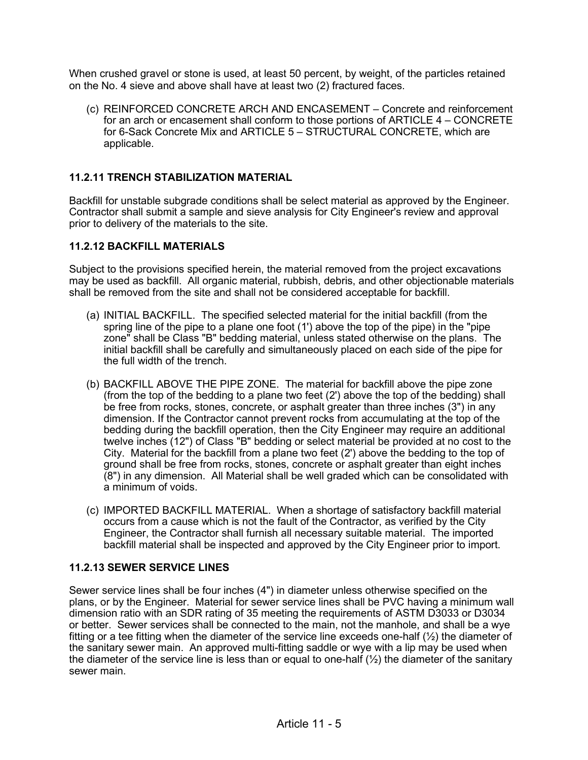When crushed gravel or stone is used, at least 50 percent, by weight, of the particles retained on the No. 4 sieve and above shall have at least two (2) fractured faces.

(c) REINFORCED CONCRETE ARCH AND ENCASEMENT – Concrete and reinforcement for an arch or encasement shall conform to those portions of ARTICLE 4 – CONCRETE for 6-Sack Concrete Mix and ARTICLE 5 – STRUCTURAL CONCRETE, which are applicable.

### 11.2.11 TRENCH STABILIZATION MATERIAL

Backfill for unstable subgrade conditions shall be select material as approved by the Engineer. Contractor shall submit a sample and sieve analysis for City Engineer's review and approval prior to delivery of the materials to the site.

### 11.2.12 BACKFILL MATERIALS

Subject to the provisions specified herein, the material removed from the project excavations may be used as backfill. All organic material, rubbish, debris, and other objectionable materials shall be removed from the site and shall not be considered acceptable for backfill.

(a) INITIAL BACKFILL. The specified selected material for the initial backfill (from the spring line of the pipe to a plane one foot (1') above the top of the pipe) in the "pipe zone" shall be Class "B" bedding material, unless stated otherwise on the plans. The initial backfill shall be carefully and simultaneously placed on each side of the pipe for the full width of the trench.

(b) BACKFILL ABOVE THE PIPE ZONE. The material for backfill above the pipe zone (from the top of the bedding to a plane two feet (2') above the top of the bedding) shall be free from rocks, stones, concrete, or asphalt greater than three inches (3") in any dimension. If the Contractor cannot prevent rocks from accumulating at the top of the bedding during the backfill operation, then the City Engineer may require an additional twelve inches (12") of Class "B" bedding or select material be provided at no cost to the City. Material for the backfill from a plane two feet (2') above the bedding to the top of ground shall be free from rocks, stones, concrete or asphalt greater than eight inches (8") in any dimension. All Material shall be well graded which can be consolidated with a minimum of voids.

(c) IMPORTED BACKFILL MATERIAL. When a shortage of satisfactory backfill material occurs from a cause which is not the fault of the Contractor, as verified by the City Engineer, the Contractor shall furnish all necessary suitable material. The imported backfill material shall be inspected and approved by the City Engineer prior to import.

### 11.2.13 SEWER SERVICE LINES

Sewer service lines shall be four inches (4") in diameter unless otherwise specified on the plans, or by the Engineer. Material for sewer service lines shall be PVC having a minimum wall dimension ratio with an SDR rating of 35 meeting the requirements of ASTM D3033 or D3034 or better. Sewer services shall be connected to the main, not the manhole, and shall be a wye fitting or a tee fitting when the diameter of the service line exceeds one-half (½) the diameter of the sanitary sewer main. An approved multi-fitting saddle or wye with a lip may be used when the diameter of the service line is less than or equal to one-half (½) the diameter of the sanitary sewer main.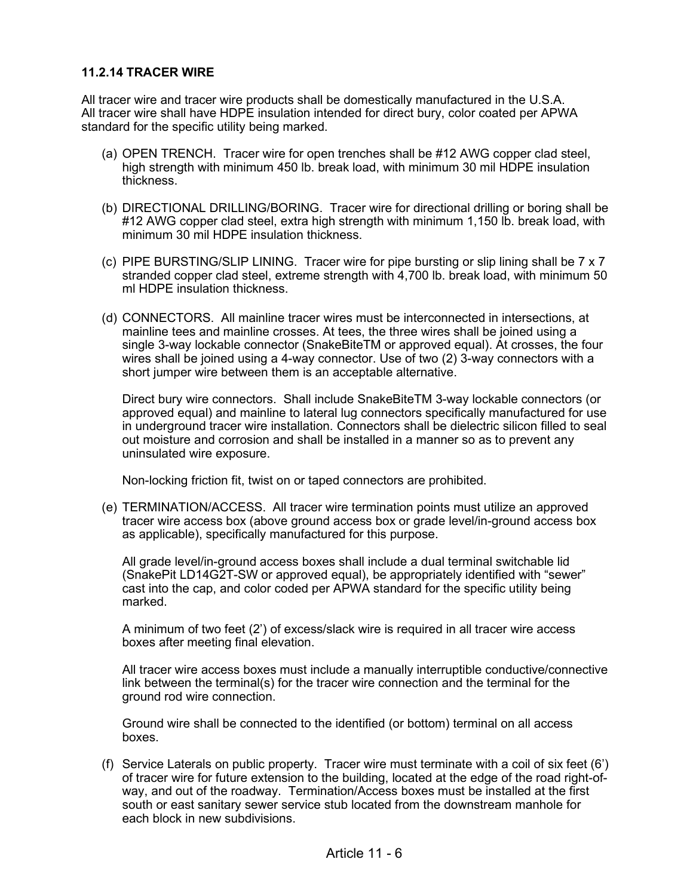### 11.2.14 TRACER WIRE

All tracer wire and tracer wire products shall be domestically manufactured in the U.S.A. All tracer wire shall have HDPE insulation intended for direct bury, color coated per APWA standard for the specific utility being marked.

(a) OPEN TRENCH. Tracer wire for open trenches shall be #12 AWG copper clad steel, high strength with minimum 450 lb. break load, with minimum 30 mil HDPE insulation thickness.

(b) DIRECTIONAL DRILLING/BORING. Tracer wire for directional drilling or boring shall be #12 AWG copper clad steel, extra high strength with minimum 1,150 lb. break load, with minimum 30 mil HDPE insulation thickness.

(c) PIPE BURSTING/SLIP LINING. Tracer wire for pipe bursting or slip lining shall be 7 x 7 stranded copper clad steel, extreme strength with 4,700 lb. break load, with minimum 50 ml HDPE insulation thickness.

(d) CONNECTORS. All mainline tracer wires must be interconnected in intersections, at mainline tees and mainline crosses. At tees, the three wires shall be joined using a single 3-way lockable connector (SnakeBiteTM or approved equal). At crosses, the four wires shall be joined using a 4-way connector. Use of two (2) 3-way connectors with a short jumper wire between them is an acceptable alternative.

Direct bury wire connectors. Shall include SnakeBiteTM 3-way lockable connectors (or approved equal) and mainline to lateral lug connectors specifically manufactured for use in underground tracer wire installation. Connectors shall be dielectric silicon filled to seal out moisture and corrosion and shall be installed in a manner so as to prevent any uninsulated wire exposure.

Non-locking friction fit, twist on or taped connectors are prohibited.

(e) TERMINATION/ACCESS. All tracer wire termination points must utilize an approved tracer wire access box (above ground access box or grade level/in-ground access box as applicable), specifically manufactured for this purpose.

All grade level/in-ground access boxes shall include a dual terminal switchable lid (SnakePit LD14G2T-SW or approved equal), be appropriately identified with "sewer" cast into the cap, and color coded per APWA standard for the specific utility being marked.

A minimum of two feet (2') of excess/slack wire is required in all tracer wire access boxes after meeting final elevation.

All tracer wire access boxes must include a manually interruptible conductive/connective link between the terminal(s) for the tracer wire connection and the terminal for the ground rod wire connection.

Ground wire shall be connected to the identified (or bottom) terminal on all access boxes.

(f) Service Laterals on public property. Tracer wire must terminate with a coil of six feet (6') of tracer wire for future extension to the building, located at the edge of the road right-of-way, and out of the roadway. Termination/Access boxes must be installed at the first south or east sanitary sewer service stub located from the downstream manhole for each block in new subdivisions.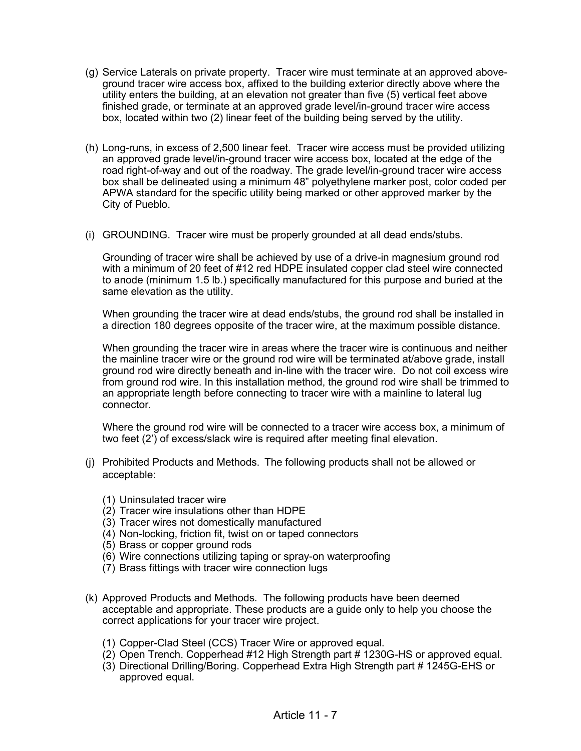(g) Service Laterals on private property. Tracer wire must terminate at an approved above-ground tracer wire access box, affixed to the building exterior directly above where the utility enters the building, at an elevation not greater than five (5) vertical feet above finished grade, or terminate at an approved grade level/in-ground tracer wire access box, located within two (2) linear feet of the building being served by the utility.

(h) Long-runs, in excess of 2,500 linear feet. Tracer wire access must be provided utilizing an approved grade level/in-ground tracer wire access box, located at the edge of the road right-of-way and out of the roadway. The grade level/in-ground tracer wire access box shall be delineated using a minimum 48” polyethylene marker post, color coded per APWA standard for the specific utility being marked or other approved marker by the City of Pueblo.

(i) GROUNDING. Tracer wire must be properly grounded at all dead ends/stubs.

Grounding of tracer wire shall be achieved by use of a drive-in magnesium ground rod with a minimum of 20 feet of #12 red HDPE insulated copper clad steel wire connected to anode (minimum 1.5 lb.) specifically manufactured for this purpose and buried at the same elevation as the utility.

When grounding the tracer wire at dead ends/stubs, the ground rod shall be installed in a direction 180 degrees opposite of the tracer wire, at the maximum possible distance.

When grounding the tracer wire in areas where the tracer wire is continuous and neither the mainline tracer wire or the ground rod wire will be terminated at/above grade, install ground rod wire directly beneath and in-line with the tracer wire. Do not coil excess wire from ground rod wire. In this installation method, the ground rod wire shall be trimmed to an appropriate length before connecting to tracer wire with a mainline to lateral lug connector.

Where the ground rod wire will be connected to a tracer wire access box, a minimum of two feet (2’) of excess/slack wire is required after meeting final elevation.

(j) Prohibited Products and Methods. The following products shall not be allowed or acceptable:

(1) Uninsulated tracer wire
(2) Tracer wire insulations other than HDPE
(3) Tracer wires not domestically manufactured
(4) Non-locking, friction fit, twist on or taped connectors
(5) Brass or copper ground rods
(6) Wire connections utilizing taping or spray-on waterproofing
(7) Brass fittings with tracer wire connection lugs

(k) Approved Products and Methods. The following products have been deemed acceptable and appropriate. These products are a guide only to help you choose the correct applications for your tracer wire project.

(1) Copper-Clad Steel (CCS) Tracer Wire or approved equal.
(2) Open Trench. Copperhead #12 High Strength part # 1230G-HS or approved equal.
(3) Directional Drilling/Boring. Copperhead Extra High Strength part # 1245G-EHS or approved equal.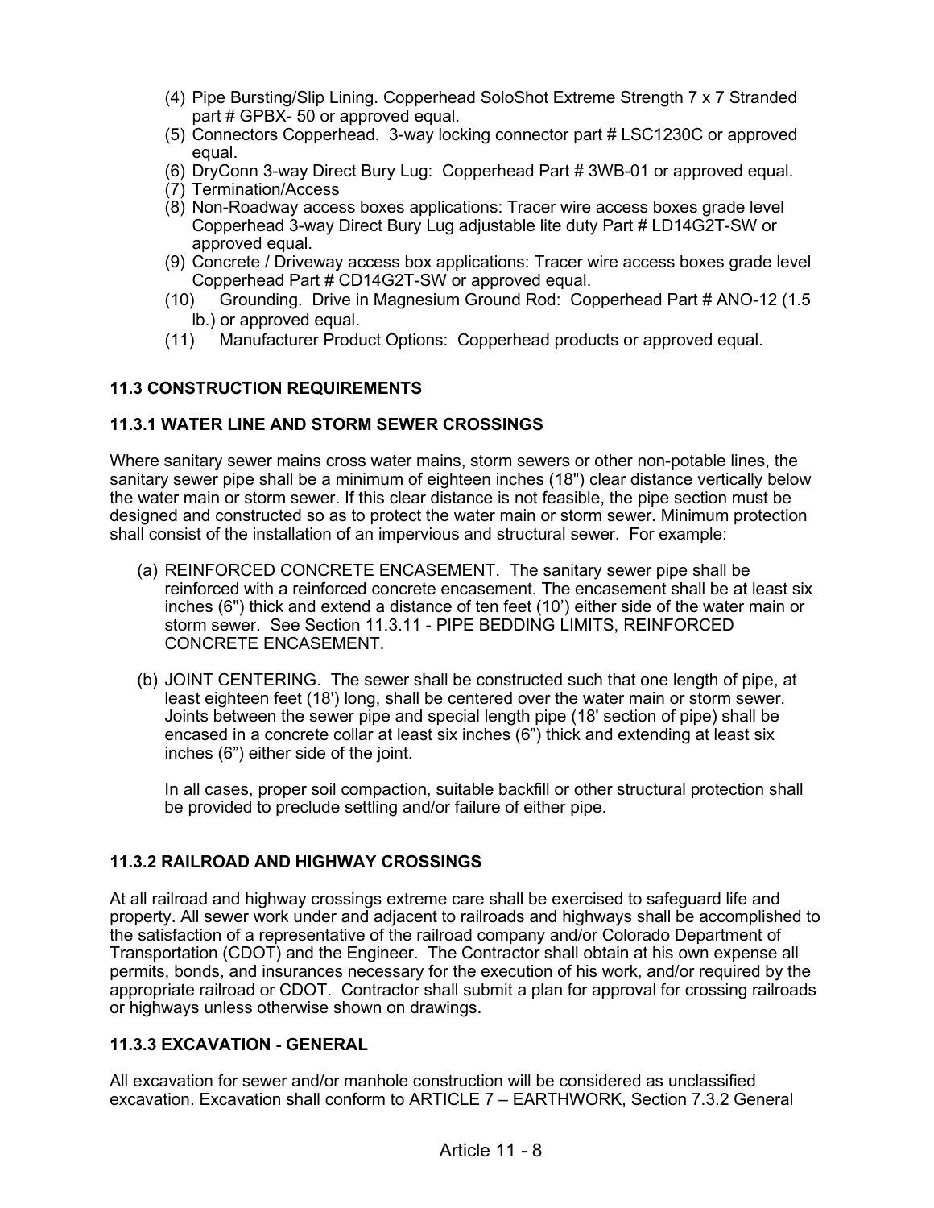(4) Pipe Bursting/Slip Lining. Copperhead SoloShot Extreme Strength 7 x 7 Stranded part # GPBX- 50 or approved equal.
(5) Connectors Copperhead. 3-way locking connector part # LSC1230C or approved equal.
(6) DryConn 3-way Direct Bury Lug: Copperhead Part # 3WB-01 or approved equal.
(7) Termination/Access
(8) Non-Roadway access boxes applications: Tracer wire access boxes grade level Copperhead 3-way Direct Bury Lug adjustable lite duty Part # LD14G2T-SW or approved equal.
(9) Concrete / Driveway access box applications: Tracer wire access boxes grade level Copperhead Part # CD14G2T-SW or approved equal.
(10) Grounding. Drive in Magnesium Ground Rod: Copperhead Part # ANO-12 (1.5 lb.) or approved equal.
(11) Manufacturer Product Options: Copperhead products or approved equal.

## 11.3 CONSTRUCTION REQUIREMENTS

### 11.3.1 WATER LINE AND STORM SEWER CROSSINGS

Where sanitary sewer mains cross water mains, storm sewers or other non-potable lines, the sanitary sewer pipe shall be a minimum of eighteen inches (18") clear distance vertically below the water main or storm sewer. If this clear distance is not feasible, the pipe section must be designed and constructed so as to protect the water main or storm sewer. Minimum protection shall consist of the installation of an impervious and structural sewer. For example:

(a) REINFORCED CONCRETE ENCASEMENT. The sanitary sewer pipe shall be reinforced with a reinforced concrete encasement. The encasement shall be at least six inches (6") thick and extend a distance of ten feet (10') either side of the water main or storm sewer. See Section 11.3.11 - PIPE BEDDING LIMITS, REINFORCED CONCRETE ENCASEMENT.

(b) JOINT CENTERING. The sewer shall be constructed such that one length of pipe, at least eighteen feet (18') long, shall be centered over the water main or storm sewer. Joints between the sewer pipe and special length pipe (18' section of pipe) shall be encased in a concrete collar at least six inches (6") thick and extending at least six inches (6") either side of the joint.

In all cases, proper soil compaction, suitable backfill or other structural protection shall be provided to preclude settling and/or failure of either pipe.

### 11.3.2 RAILROAD AND HIGHWAY CROSSINGS

At all railroad and highway crossings extreme care shall be exercised to safeguard life and property. All sewer work under and adjacent to railroads and highways shall be accomplished to the satisfaction of a representative of the railroad company and/or Colorado Department of Transportation (CDOT) and the Engineer. The Contractor shall obtain at his own expense all permits, bonds, and insurances necessary for the execution of his work, and/or required by the appropriate railroad or CDOT. Contractor shall submit a plan for approval for crossing railroads or highways unless otherwise shown on drawings.

### 11.3.3 EXCAVATION - GENERAL

All excavation for sewer and/or manhole construction will be considered as unclassified excavation. Excavation shall conform to ARTICLE 7 – EARTHWORK, Section 7.3.2 General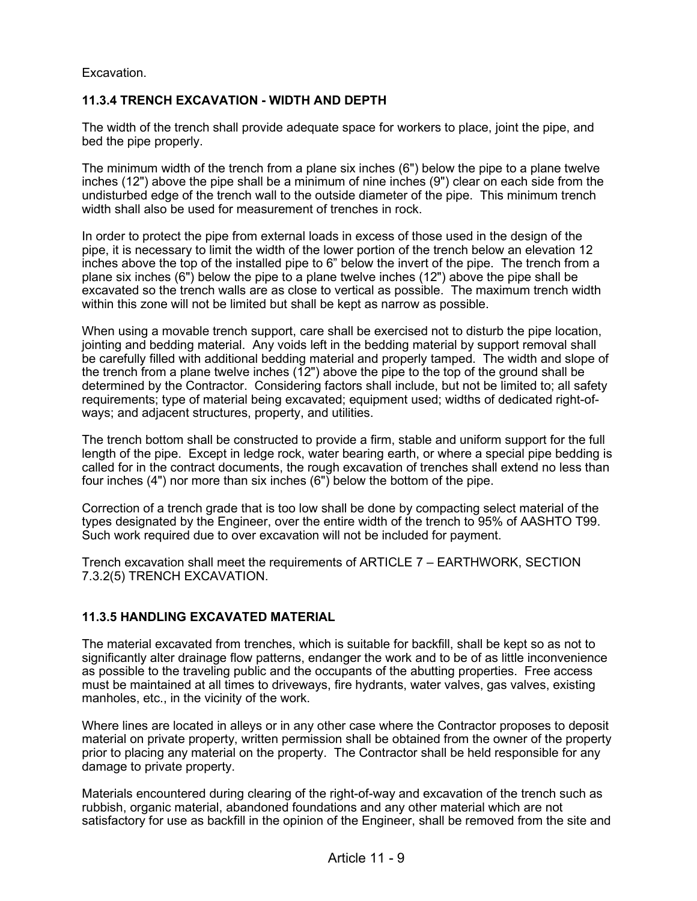Excavation.

### 11.3.4 TRENCH EXCAVATION - WIDTH AND DEPTH

The width of the trench shall provide adequate space for workers to place, joint the pipe, and bed the pipe properly.

The minimum width of the trench from a plane six inches (6") below the pipe to a plane twelve inches (12") above the pipe shall be a minimum of nine inches (9") clear on each side from the undisturbed edge of the trench wall to the outside diameter of the pipe. This minimum trench width shall also be used for measurement of trenches in rock.

In order to protect the pipe from external loads in excess of those used in the design of the pipe, it is necessary to limit the width of the lower portion of the trench below an elevation 12 inches above the top of the installed pipe to 6" below the invert of the pipe. The trench from a plane six inches (6") below the pipe to a plane twelve inches (12") above the pipe shall be excavated so the trench walls are as close to vertical as possible. The maximum trench width within this zone will not be limited but shall be kept as narrow as possible.

When using a movable trench support, care shall be exercised not to disturb the pipe location, jointing and bedding material. Any voids left in the bedding material by support removal shall be carefully filled with additional bedding material and properly tamped. The width and slope of the trench from a plane twelve inches (12") above the pipe to the top of the ground shall be determined by the Contractor. Considering factors shall include, but not be limited to; all safety requirements; type of material being excavated; equipment used; widths of dedicated right-of-ways; and adjacent structures, property, and utilities.

The trench bottom shall be constructed to provide a firm, stable and uniform support for the full length of the pipe. Except in ledge rock, water bearing earth, or where a special pipe bedding is called for in the contract documents, the rough excavation of trenches shall extend no less than four inches (4") nor more than six inches (6") below the bottom of the pipe.

Correction of a trench grade that is too low shall be done by compacting select material of the types designated by the Engineer, over the entire width of the trench to 95% of AASHTO T99. Such work required due to over excavation will not be included for payment.

Trench excavation shall meet the requirements of ARTICLE 7 – EARTHWORK, SECTION 7.3.2(5) TRENCH EXCAVATION.

### 11.3.5 HANDLING EXCAVATED MATERIAL

The material excavated from trenches, which is suitable for backfill, shall be kept so as not to significantly alter drainage flow patterns, endanger the work and to be of as little inconvenience as possible to the traveling public and the occupants of the abutting properties. Free access must be maintained at all times to driveways, fire hydrants, water valves, gas valves, existing manholes, etc., in the vicinity of the work.

Where lines are located in alleys or in any other case where the Contractor proposes to deposit material on private property, written permission shall be obtained from the owner of the property prior to placing any material on the property. The Contractor shall be held responsible for any damage to private property.

Materials encountered during clearing of the right-of-way and excavation of the trench such as rubbish, organic material, abandoned foundations and any other material which are not satisfactory for use as backfill in the opinion of the Engineer, shall be removed from the site and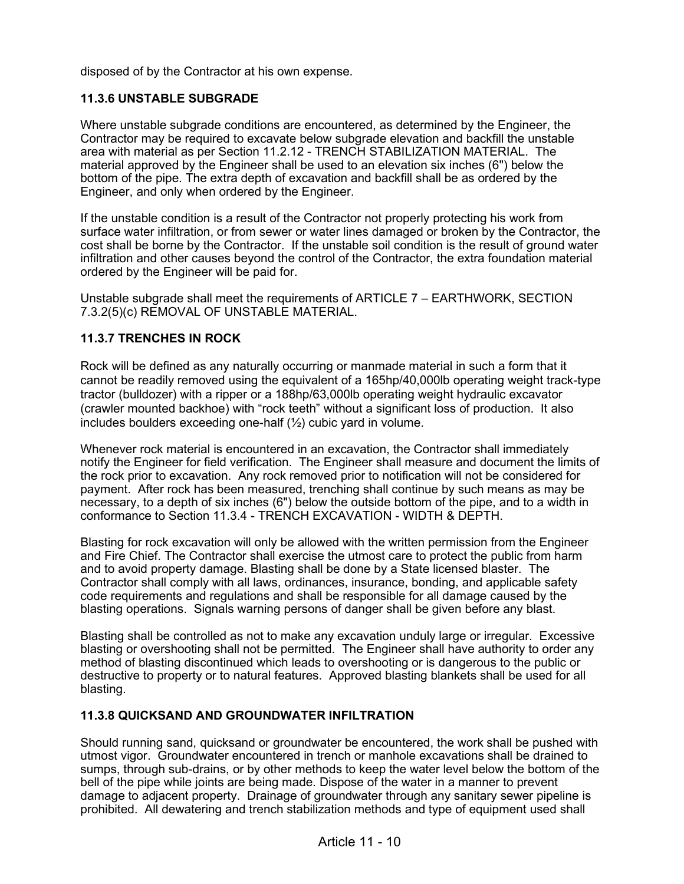disposed of by the Contractor at his own expense.

### 11.3.6 UNSTABLE SUBGRADE

Where unstable subgrade conditions are encountered, as determined by the Engineer, the Contractor may be required to excavate below subgrade elevation and backfill the unstable area with material as per Section 11.2.12 - TRENCH STABILIZATION MATERIAL. The material approved by the Engineer shall be used to an elevation six inches (6") below the bottom of the pipe. The extra depth of excavation and backfill shall be as ordered by the Engineer, and only when ordered by the Engineer.

If the unstable condition is a result of the Contractor not properly protecting his work from surface water infiltration, or from sewer or water lines damaged or broken by the Contractor, the cost shall be borne by the Contractor. If the unstable soil condition is the result of ground water infiltration and other causes beyond the control of the Contractor, the extra foundation material ordered by the Engineer will be paid for.

Unstable subgrade shall meet the requirements of ARTICLE 7 – EARTHWORK, SECTION 7.3.2(5)(c) REMOVAL OF UNSTABLE MATERIAL.

### 11.3.7 TRENCHES IN ROCK

Rock will be defined as any naturally occurring or manmade material in such a form that it cannot be readily removed using the equivalent of a 165hp/40,000lb operating weight track-type tractor (bulldozer) with a ripper or a 188hp/63,000lb operating weight hydraulic excavator (crawler mounted backhoe) with "rock teeth" without a significant loss of production. It also includes boulders exceeding one-half (½) cubic yard in volume.

Whenever rock material is encountered in an excavation, the Contractor shall immediately notify the Engineer for field verification. The Engineer shall measure and document the limits of the rock prior to excavation. Any rock removed prior to notification will not be considered for payment. After rock has been measured, trenching shall continue by such means as may be necessary, to a depth of six inches (6") below the outside bottom of the pipe, and to a width in conformance to Section 11.3.4 - TRENCH EXCAVATION - WIDTH & DEPTH.

Blasting for rock excavation will only be allowed with the written permission from the Engineer and Fire Chief. The Contractor shall exercise the utmost care to protect the public from harm and to avoid property damage. Blasting shall be done by a State licensed blaster. The Contractor shall comply with all laws, ordinances, insurance, bonding, and applicable safety code requirements and regulations and shall be responsible for all damage caused by the blasting operations. Signals warning persons of danger shall be given before any blast.

Blasting shall be controlled as not to make any excavation unduly large or irregular. Excessive blasting or overshooting shall not be permitted. The Engineer shall have authority to order any method of blasting discontinued which leads to overshooting or is dangerous to the public or destructive to property or to natural features. Approved blasting blankets shall be used for all blasting.

### 11.3.8 QUICKSAND AND GROUNDWATER INFILTRATION

Should running sand, quicksand or groundwater be encountered, the work shall be pushed with utmost vigor. Groundwater encountered in trench or manhole excavations shall be drained to sumps, through sub-drains, or by other methods to keep the water level below the bottom of the bell of the pipe while joints are being made. Dispose of the water in a manner to prevent damage to adjacent property. Drainage of groundwater through any sanitary sewer pipeline is prohibited. All dewatering and trench stabilization methods and type of equipment used shall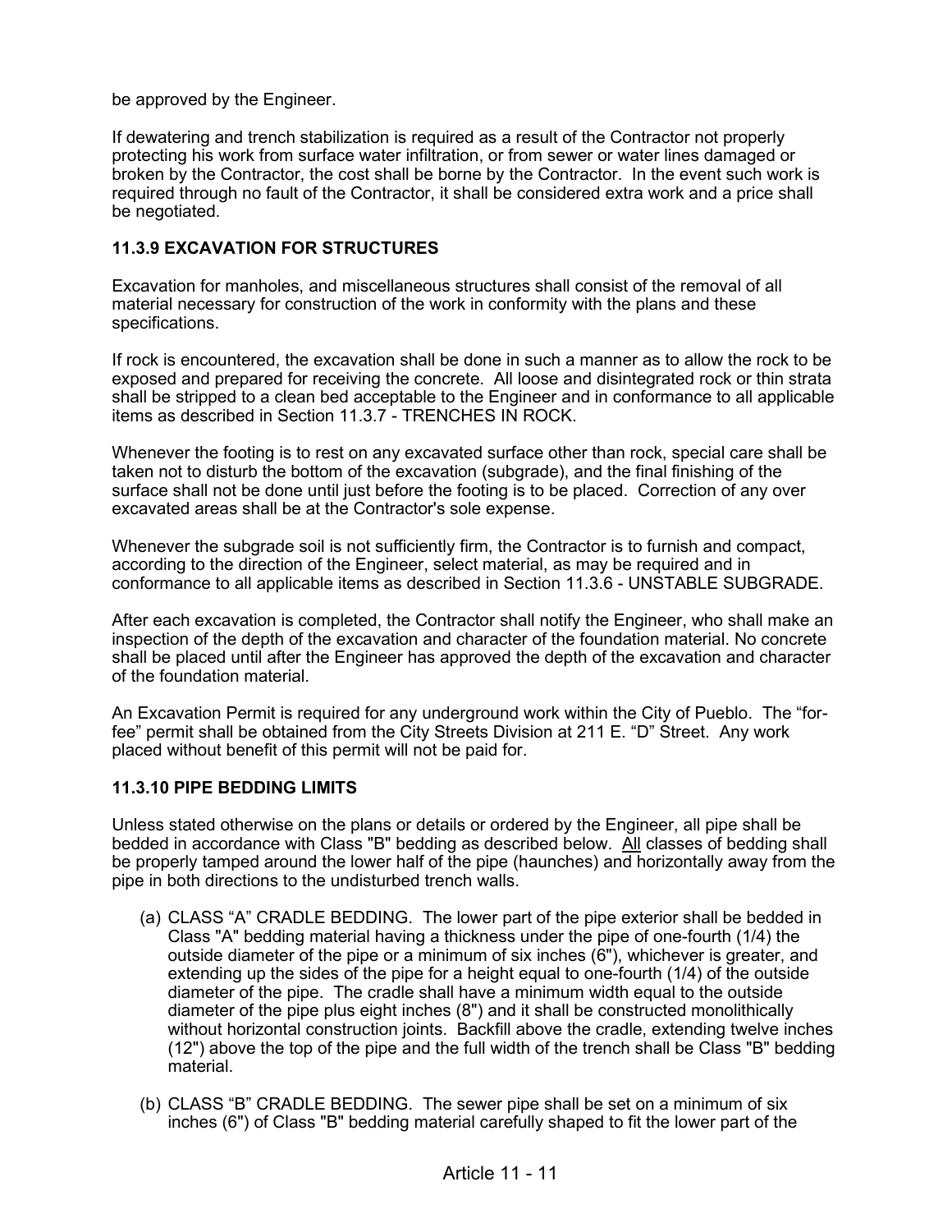be approved by the Engineer.

If dewatering and trench stabilization is required as a result of the Contractor not properly protecting his work from surface water infiltration, or from sewer or water lines damaged or broken by the Contractor, the cost shall be borne by the Contractor. In the event such work is required through no fault of the Contractor, it shall be considered extra work and a price shall be negotiated.

### 11.3.9 EXCAVATION FOR STRUCTURES

Excavation for manholes, and miscellaneous structures shall consist of the removal of all material necessary for construction of the work in conformity with the plans and these specifications.

If rock is encountered, the excavation shall be done in such a manner as to allow the rock to be exposed and prepared for receiving the concrete. All loose and disintegrated rock or thin strata shall be stripped to a clean bed acceptable to the Engineer and in conformance to all applicable items as described in Section 11.3.7 - TRENCHES IN ROCK.

Whenever the footing is to rest on any excavated surface other than rock, special care shall be taken not to disturb the bottom of the excavation (subgrade), and the final finishing of the surface shall not be done until just before the footing is to be placed. Correction of any over excavated areas shall be at the Contractor's sole expense.

Whenever the subgrade soil is not sufficiently firm, the Contractor is to furnish and compact, according to the direction of the Engineer, select material, as may be required and in conformance to all applicable items as described in Section 11.3.6 - UNSTABLE SUBGRADE.

After each excavation is completed, the Contractor shall notify the Engineer, who shall make an inspection of the depth of the excavation and character of the foundation material. No concrete shall be placed until after the Engineer has approved the depth of the excavation and character of the foundation material.

An Excavation Permit is required for any underground work within the City of Pueblo. The "for-fee" permit shall be obtained from the City Streets Division at 211 E. "D" Street. Any work placed without benefit of this permit will not be paid for.

### 11.3.10 PIPE BEDDING LIMITS

Unless stated otherwise on the plans or details or ordered by the Engineer, all pipe shall be bedded in accordance with Class "B" bedding as described below. <u>All</u> classes of bedding shall be properly tamped around the lower half of the pipe (haunches) and horizontally away from the pipe in both directions to the undisturbed trench walls.

(a) CLASS "A" CRADLE BEDDING. The lower part of the pipe exterior shall be bedded in Class "A" bedding material having a thickness under the pipe of one-fourth (1/4) the outside diameter of the pipe or a minimum of six inches (6"), whichever is greater, and extending up the sides of the pipe for a height equal to one-fourth (1/4) of the outside diameter of the pipe. The cradle shall have a minimum width equal to the outside diameter of the pipe plus eight inches (8") and it shall be constructed monolithically without horizontal construction joints. Backfill above the cradle, extending twelve inches (12") above the top of the pipe and the full width of the trench shall be Class "B" bedding material.

(b) CLASS "B" CRADLE BEDDING. The sewer pipe shall be set on a minimum of six inches (6") of Class "B" bedding material carefully shaped to fit the lower part of the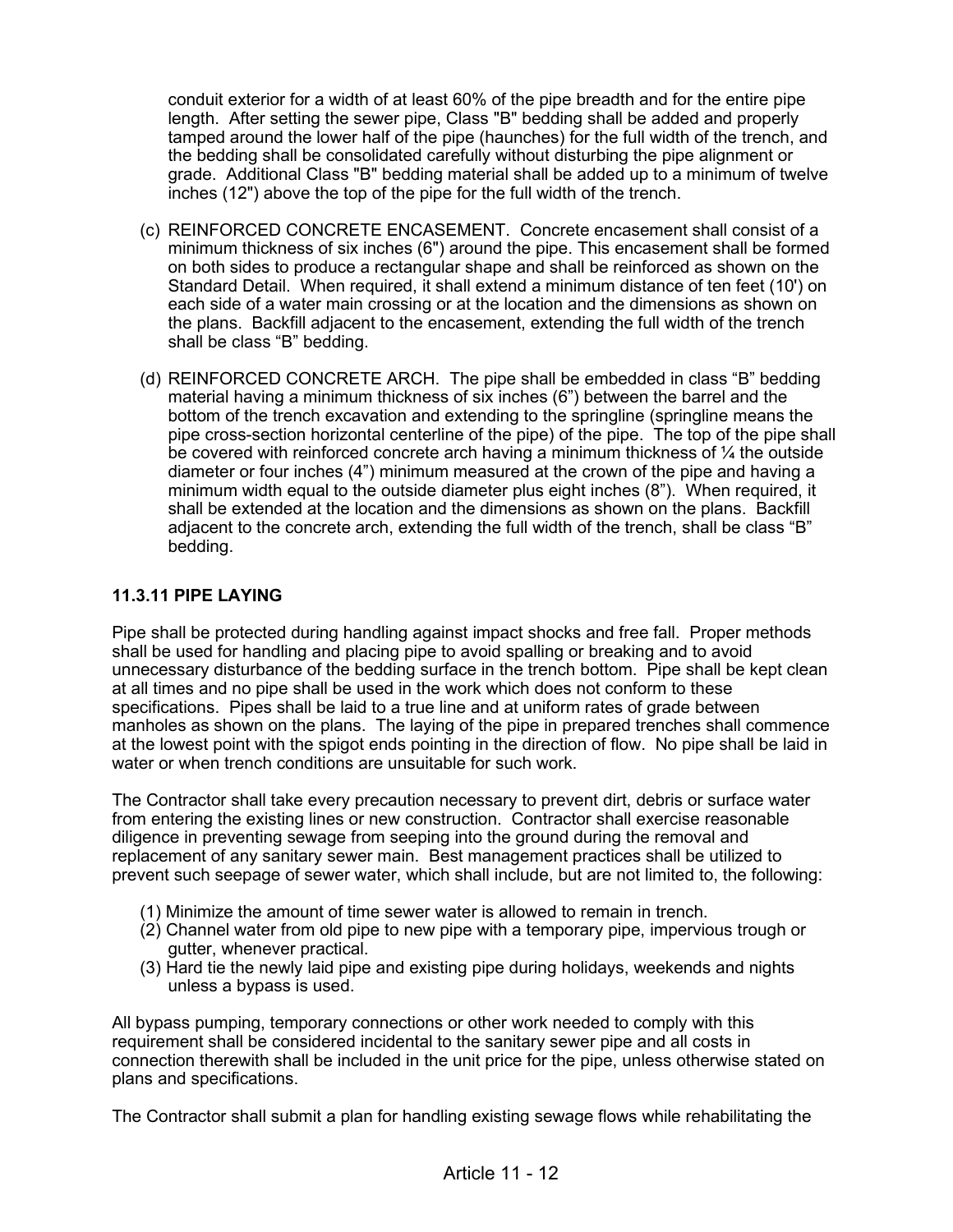conduit exterior for a width of at least 60% of the pipe breadth and for the entire pipe length. After setting the sewer pipe, Class "B" bedding shall be added and properly tamped around the lower half of the pipe (haunches) for the full width of the trench, and the bedding shall be consolidated carefully without disturbing the pipe alignment or grade. Additional Class "B" bedding material shall be added up to a minimum of twelve inches (12") above the top of the pipe for the full width of the trench.

(c) REINFORCED CONCRETE ENCASEMENT. Concrete encasement shall consist of a minimum thickness of six inches (6") around the pipe. This encasement shall be formed on both sides to produce a rectangular shape and shall be reinforced as shown on the Standard Detail. When required, it shall extend a minimum distance of ten feet (10') on each side of a water main crossing or at the location and the dimensions as shown on the plans. Backfill adjacent to the encasement, extending the full width of the trench shall be class "B" bedding.

(d) REINFORCED CONCRETE ARCH. The pipe shall be embedded in class "B" bedding material having a minimum thickness of six inches (6") between the barrel and the bottom of the trench excavation and extending to the springline (springline means the pipe cross-section horizontal centerline of the pipe) of the pipe. The top of the pipe shall be covered with reinforced concrete arch having a minimum thickness of ¼ the outside diameter or four inches (4") minimum measured at the crown of the pipe and having a minimum width equal to the outside diameter plus eight inches (8"). When required, it shall be extended at the location and the dimensions as shown on the plans. Backfill adjacent to the concrete arch, extending the full width of the trench, shall be class "B" bedding.

### 11.3.11 PIPE LAYING

Pipe shall be protected during handling against impact shocks and free fall. Proper methods shall be used for handling and placing pipe to avoid spalling or breaking and to avoid unnecessary disturbance of the bedding surface in the trench bottom. Pipe shall be kept clean at all times and no pipe shall be used in the work which does not conform to these specifications. Pipes shall be laid to a true line and at uniform rates of grade between manholes as shown on the plans. The laying of the pipe in prepared trenches shall commence at the lowest point with the spigot ends pointing in the direction of flow. No pipe shall be laid in water or when trench conditions are unsuitable for such work.

The Contractor shall take every precaution necessary to prevent dirt, debris or surface water from entering the existing lines or new construction. Contractor shall exercise reasonable diligence in preventing sewage from seeping into the ground during the removal and replacement of any sanitary sewer main. Best management practices shall be utilized to prevent such seepage of sewer water, which shall include, but are not limited to, the following:

(1) Minimize the amount of time sewer water is allowed to remain in trench.
(2) Channel water from old pipe to new pipe with a temporary pipe, impervious trough or gutter, whenever practical.
(3) Hard tie the newly laid pipe and existing pipe during holidays, weekends and nights unless a bypass is used.

All bypass pumping, temporary connections or other work needed to comply with this requirement shall be considered incidental to the sanitary sewer pipe and all costs in connection therewith shall be included in the unit price for the pipe, unless otherwise stated on plans and specifications.

The Contractor shall submit a plan for handling existing sewage flows while rehabilitating the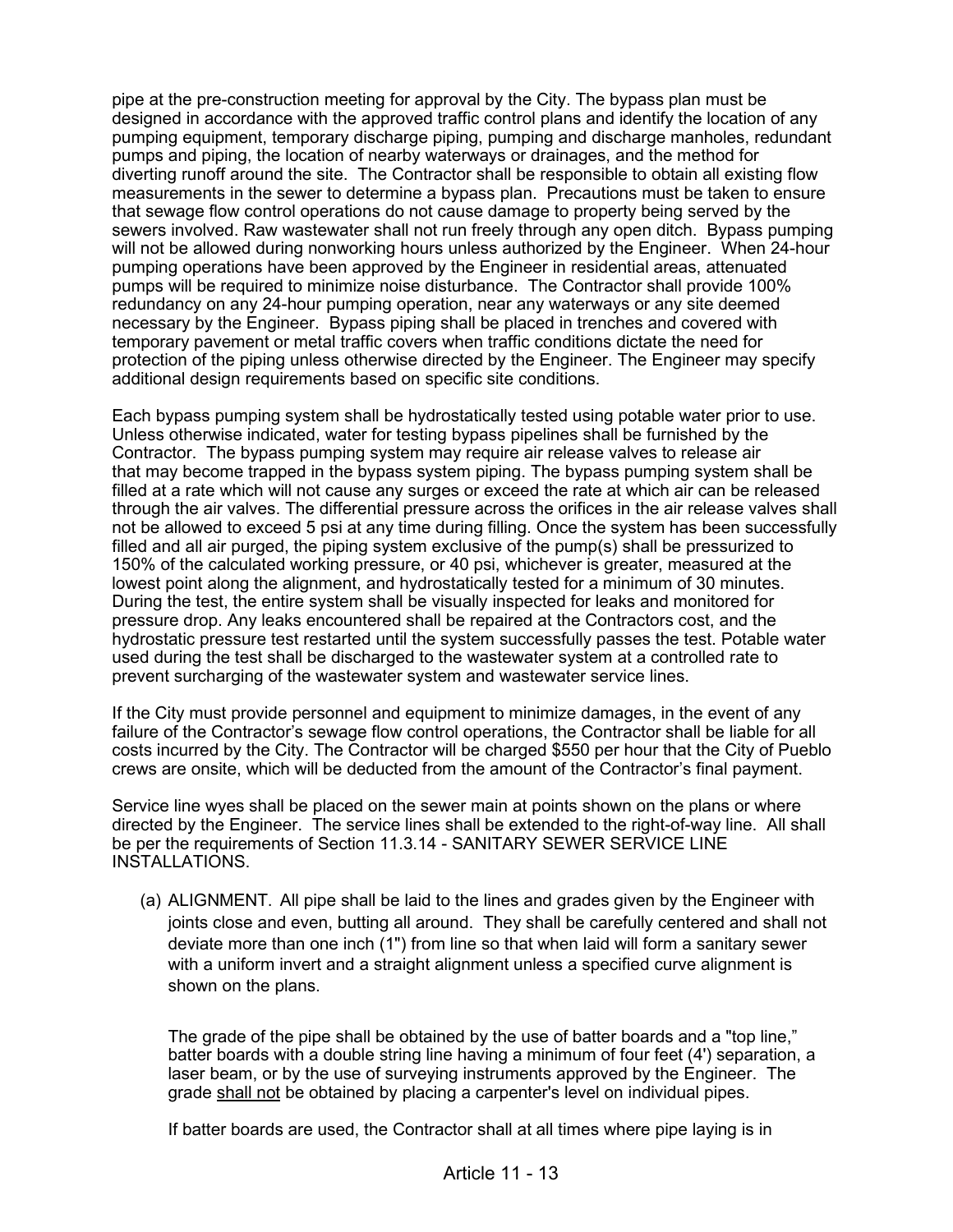pipe at the pre-construction meeting for approval by the City. The bypass plan must be designed in accordance with the approved traffic control plans and identify the location of any pumping equipment, temporary discharge piping, pumping and discharge manholes, redundant pumps and piping, the location of nearby waterways or drainages, and the method for diverting runoff around the site. The Contractor shall be responsible to obtain all existing flow measurements in the sewer to determine a bypass plan. Precautions must be taken to ensure that sewage flow control operations do not cause damage to property being served by the sewers involved. Raw wastewater shall not run freely through any open ditch. Bypass pumping will not be allowed during nonworking hours unless authorized by the Engineer. When 24-hour pumping operations have been approved by the Engineer in residential areas, attenuated pumps will be required to minimize noise disturbance. The Contractor shall provide 100% redundancy on any 24-hour pumping operation, near any waterways or any site deemed necessary by the Engineer. Bypass piping shall be placed in trenches and covered with temporary pavement or metal traffic covers when traffic conditions dictate the need for protection of the piping unless otherwise directed by the Engineer. The Engineer may specify additional design requirements based on specific site conditions.

Each bypass pumping system shall be hydrostatically tested using potable water prior to use. Unless otherwise indicated, water for testing bypass pipelines shall be furnished by the Contractor. The bypass pumping system may require air release valves to release air that may become trapped in the bypass system piping. The bypass pumping system shall be filled at a rate which will not cause any surges or exceed the rate at which air can be released through the air valves. The differential pressure across the orifices in the air release valves shall not be allowed to exceed 5 psi at any time during filling. Once the system has been successfully filled and all air purged, the piping system exclusive of the pump(s) shall be pressurized to 150% of the calculated working pressure, or 40 psi, whichever is greater, measured at the lowest point along the alignment, and hydrostatically tested for a minimum of 30 minutes. During the test, the entire system shall be visually inspected for leaks and monitored for pressure drop. Any leaks encountered shall be repaired at the Contractors cost, and the hydrostatic pressure test restarted until the system successfully passes the test. Potable water used during the test shall be discharged to the wastewater system at a controlled rate to prevent surcharging of the wastewater system and wastewater service lines.

If the City must provide personnel and equipment to minimize damages, in the event of any failure of the Contractor's sewage flow control operations, the Contractor shall be liable for all costs incurred by the City. The Contractor will be charged $550 per hour that the City of Pueblo crews are onsite, which will be deducted from the amount of the Contractor's final payment.

Service line wyes shall be placed on the sewer main at points shown on the plans or where directed by the Engineer. The service lines shall be extended to the right-of-way line. All shall be per the requirements of Section 11.3.14 - SANITARY SEWER SERVICE LINE INSTALLATIONS.

(a) ALIGNMENT. All pipe shall be laid to the lines and grades given by the Engineer with joints close and even, butting all around. They shall be carefully centered and shall not deviate more than one inch (1") from line so that when laid will form a sanitary sewer with a uniform invert and a straight alignment unless a specified curve alignment is shown on the plans.

The grade of the pipe shall be obtained by the use of batter boards and a "top line," batter boards with a double string line having a minimum of four feet (4') separation, a laser beam, or by the use of surveying instruments approved by the Engineer. The grade <u>shall not</u> be obtained by placing a carpenter's level on individual pipes.

If batter boards are used, the Contractor shall at all times where pipe laying is in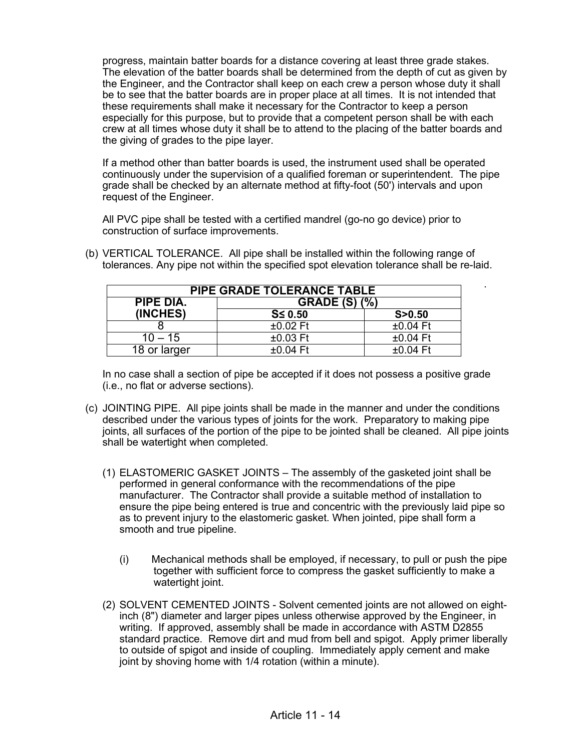progress, maintain batter boards for a distance covering at least three grade stakes. The elevation of the batter boards shall be determined from the depth of cut as given by the Engineer, and the Contractor shall keep on each crew a person whose duty it shall be to see that the batter boards are in proper place at all times. It is not intended that these requirements shall make it necessary for the Contractor to keep a person especially for this purpose, but to provide that a competent person shall be with each crew at all times whose duty it shall be to attend to the placing of the batter boards and the giving of grades to the pipe layer.

If a method other than batter boards is used, the instrument used shall be operated continuously under the supervision of a qualified foreman or superintendent. The pipe grade shall be checked by an alternate method at fifty-foot (50') intervals and upon request of the Engineer.

All PVC pipe shall be tested with a certified mandrel (go-no go device) prior to construction of surface improvements.

(b) VERTICAL TOLERANCE. All pipe shall be installed within the following range of tolerances. Any pipe not within the specified spot elevation tolerance shall be re-laid.

| PIPE GRADE TOLERANCE TABLE | | |
|---|---|---|
| **PIPE DIA. (INCHES)** | **GRADE (S) (%)** | |
| | **S≤ 0.50** | **S>0.50** |
| 8 | ±0.02 Ft | ±0.04 Ft |
| 10 – 15 | ±0.03 Ft | ±0.04 Ft |
| 18 or larger | ±0.04 Ft | ±0.04 Ft |

In no case shall a section of pipe be accepted if it does not possess a positive grade (i.e., no flat or adverse sections).

(c) JOINTING PIPE. All pipe joints shall be made in the manner and under the conditions described under the various types of joints for the work. Preparatory to making pipe joints, all surfaces of the portion of the pipe to be jointed shall be cleaned. All pipe joints shall be watertight when completed.

(1) ELASTOMERIC GASKET JOINTS – The assembly of the gasketed joint shall be performed in general conformance with the recommendations of the pipe manufacturer. The Contractor shall provide a suitable method of installation to ensure the pipe being entered is true and concentric with the previously laid pipe so as to prevent injury to the elastomeric gasket. When jointed, pipe shall form a smooth and true pipeline.

(i) Mechanical methods shall be employed, if necessary, to pull or push the pipe together with sufficient force to compress the gasket sufficiently to make a watertight joint.

(2) SOLVENT CEMENTED JOINTS - Solvent cemented joints are not allowed on eight-inch (8") diameter and larger pipes unless otherwise approved by the Engineer, in writing. If approved, assembly shall be made in accordance with ASTM D2855 standard practice. Remove dirt and mud from bell and spigot. Apply primer liberally to outside of spigot and inside of coupling. Immediately apply cement and make joint by shoving home with 1/4 rotation (within a minute).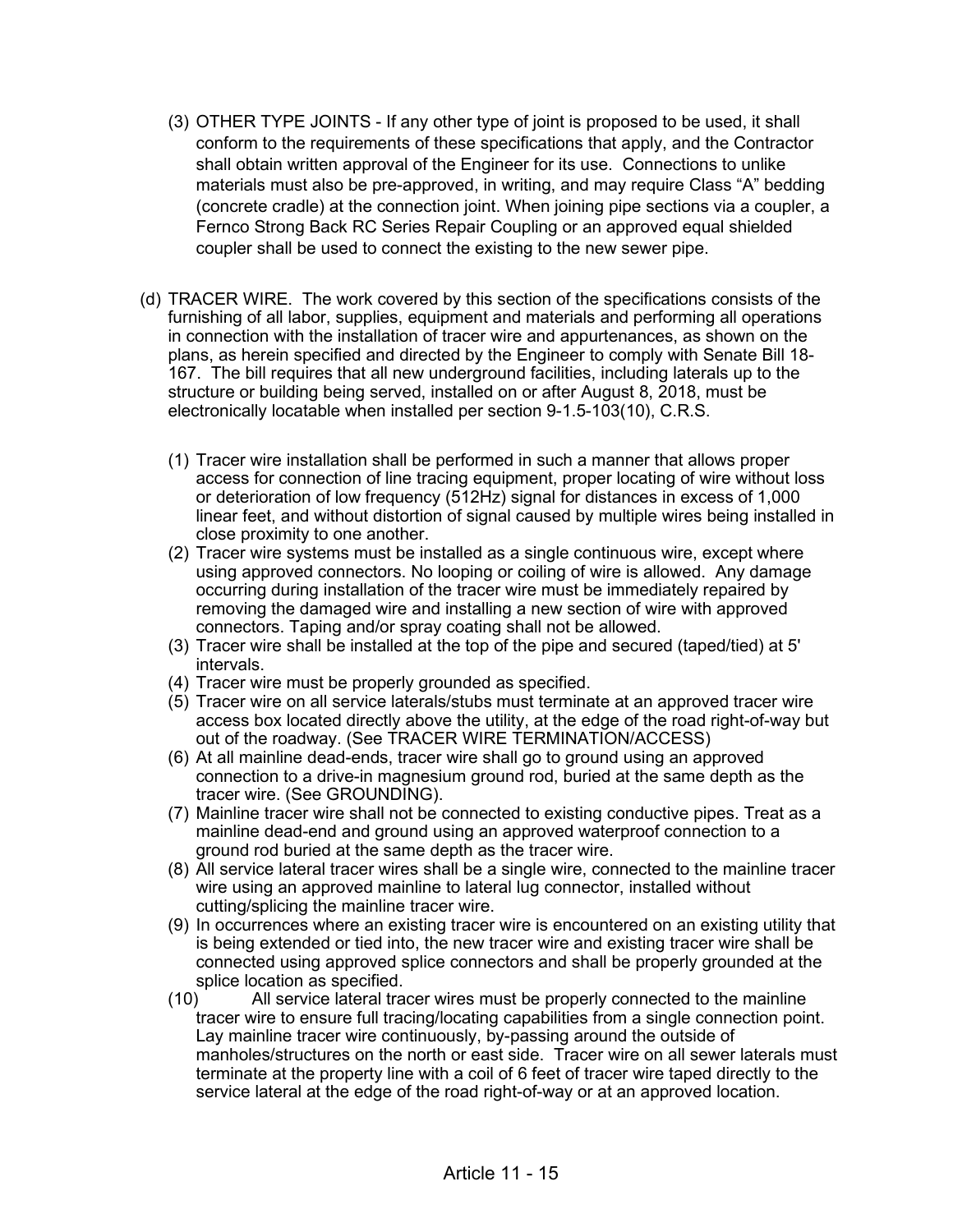(3) OTHER TYPE JOINTS - If any other type of joint is proposed to be used, it shall conform to the requirements of these specifications that apply, and the Contractor shall obtain written approval of the Engineer for its use. Connections to unlike materials must also be pre-approved, in writing, and may require Class "A" bedding (concrete cradle) at the connection joint. When joining pipe sections via a coupler, a Fernco Strong Back RC Series Repair Coupling or an approved equal shielded coupler shall be used to connect the existing to the new sewer pipe.

(d) TRACER WIRE. The work covered by this section of the specifications consists of the furnishing of all labor, supplies, equipment and materials and performing all operations in connection with the installation of tracer wire and appurtenances, as shown on the plans, as herein specified and directed by the Engineer to comply with Senate Bill 18-167. The bill requires that all new underground facilities, including laterals up to the structure or building being served, installed on or after August 8, 2018, must be electronically locatable when installed per section 9-1.5-103(10), C.R.S.

(1) Tracer wire installation shall be performed in such a manner that allows proper access for connection of line tracing equipment, proper locating of wire without loss or deterioration of low frequency (512Hz) signal for distances in excess of 1,000 linear feet, and without distortion of signal caused by multiple wires being installed in close proximity to one another.
(2) Tracer wire systems must be installed as a single continuous wire, except where using approved connectors. No looping or coiling of wire is allowed. Any damage occurring during installation of the tracer wire must be immediately repaired by removing the damaged wire and installing a new section of wire with approved connectors. Taping and/or spray coating shall not be allowed.
(3) Tracer wire shall be installed at the top of the pipe and secured (taped/tied) at 5' intervals.
(4) Tracer wire must be properly grounded as specified.
(5) Tracer wire on all service laterals/stubs must terminate at an approved tracer wire access box located directly above the utility, at the edge of the road right-of-way but out of the roadway. (See TRACER WIRE TERMINATION/ACCESS)
(6) At all mainline dead-ends, tracer wire shall go to ground using an approved connection to a drive-in magnesium ground rod, buried at the same depth as the tracer wire. (See GROUNDING).
(7) Mainline tracer wire shall not be connected to existing conductive pipes. Treat as a mainline dead-end and ground using an approved waterproof connection to a ground rod buried at the same depth as the tracer wire.
(8) All service lateral tracer wires shall be a single wire, connected to the mainline tracer wire using an approved mainline to lateral lug connector, installed without cutting/splicing the mainline tracer wire.
(9) In occurrences where an existing tracer wire is encountered on an existing utility that is being extended or tied into, the new tracer wire and existing tracer wire shall be connected using approved splice connectors and shall be properly grounded at the splice location as specified.
(10) All service lateral tracer wires must be properly connected to the mainline tracer wire to ensure full tracing/locating capabilities from a single connection point. Lay mainline tracer wire continuously, by-passing around the outside of manholes/structures on the north or east side. Tracer wire on all sewer laterals must terminate at the property line with a coil of 6 feet of tracer wire taped directly to the service lateral at the edge of the road right-of-way or at an approved location.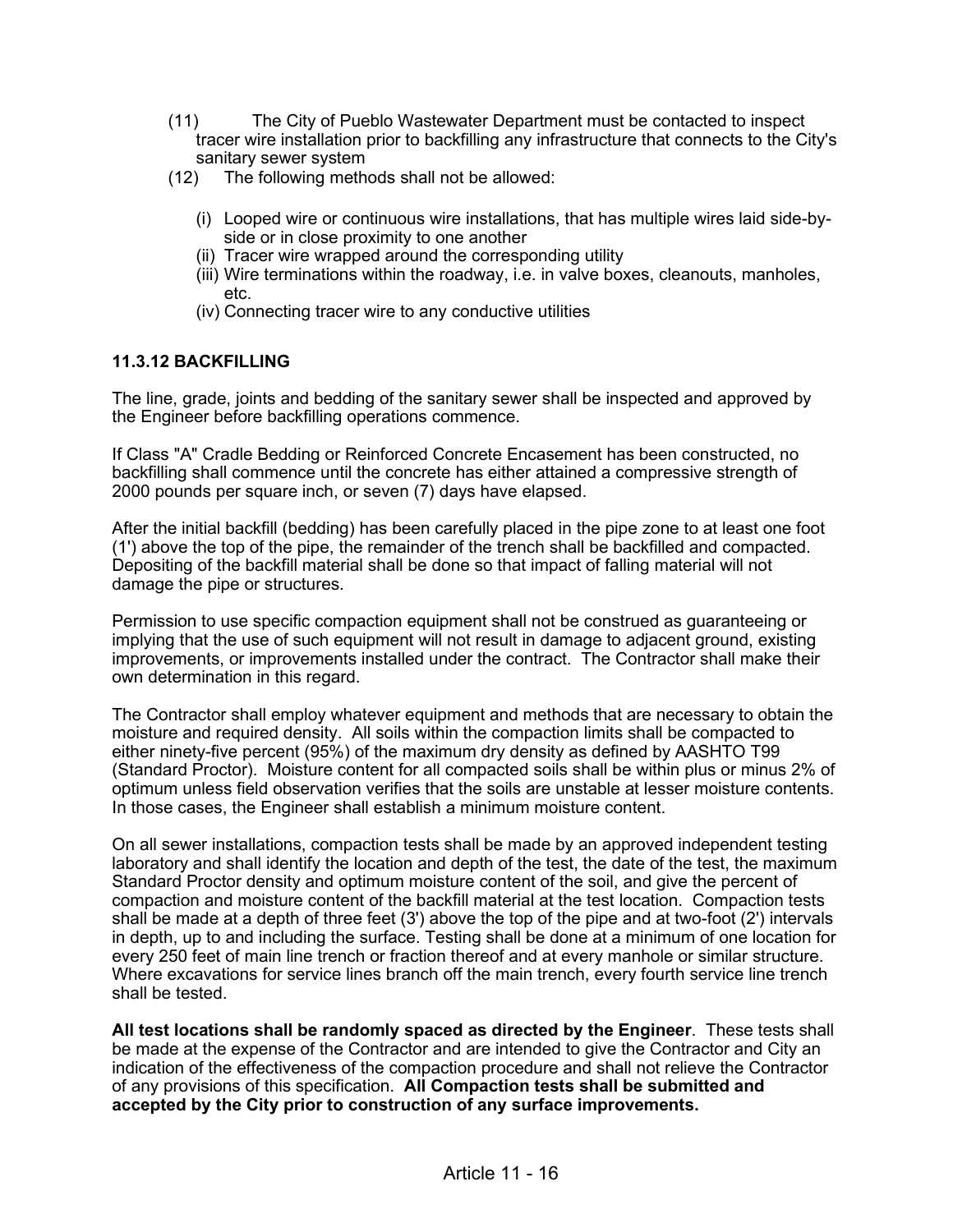(11) The City of Pueblo Wastewater Department must be contacted to inspect tracer wire installation prior to backfilling any infrastructure that connects to the City's sanitary sewer system

(12) The following methods shall not be allowed:

   (i) Looped wire or continuous wire installations, that has multiple wires laid side-by-side or in close proximity to one another
   (ii) Tracer wire wrapped around the corresponding utility
   (iii) Wire terminations within the roadway, i.e. in valve boxes, cleanouts, manholes, etc.
   (iv) Connecting tracer wire to any conductive utilities

### 11.3.12 BACKFILLING

The line, grade, joints and bedding of the sanitary sewer shall be inspected and approved by the Engineer before backfilling operations commence.

If Class "A" Cradle Bedding or Reinforced Concrete Encasement has been constructed, no backfilling shall commence until the concrete has either attained a compressive strength of 2000 pounds per square inch, or seven (7) days have elapsed.

After the initial backfill (bedding) has been carefully placed in the pipe zone to at least one foot (1') above the top of the pipe, the remainder of the trench shall be backfilled and compacted. Depositing of the backfill material shall be done so that impact of falling material will not damage the pipe or structures.

Permission to use specific compaction equipment shall not be construed as guaranteeing or implying that the use of such equipment will not result in damage to adjacent ground, existing improvements, or improvements installed under the contract. The Contractor shall make their own determination in this regard.

The Contractor shall employ whatever equipment and methods that are necessary to obtain the moisture and required density. All soils within the compaction limits shall be compacted to either ninety-five percent (95%) of the maximum dry density as defined by AASHTO T99 (Standard Proctor). Moisture content for all compacted soils shall be within plus or minus 2% of optimum unless field observation verifies that the soils are unstable at lesser moisture contents. In those cases, the Engineer shall establish a minimum moisture content.

On all sewer installations, compaction tests shall be made by an approved independent testing laboratory and shall identify the location and depth of the test, the date of the test, the maximum Standard Proctor density and optimum moisture content of the soil, and give the percent of compaction and moisture content of the backfill material at the test location. Compaction tests shall be made at a depth of three feet (3') above the top of the pipe and at two-foot (2') intervals in depth, up to and including the surface. Testing shall be done at a minimum of one location for every 250 feet of main line trench or fraction thereof and at every manhole or similar structure. Where excavations for service lines branch off the main trench, every fourth service line trench shall be tested.

**All test locations shall be randomly spaced as directed by the Engineer**. These tests shall be made at the expense of the Contractor and are intended to give the Contractor and City an indication of the effectiveness of the compaction procedure and shall not relieve the Contractor of any provisions of this specification. **All Compaction tests shall be submitted and accepted by the City prior to construction of any surface improvements.**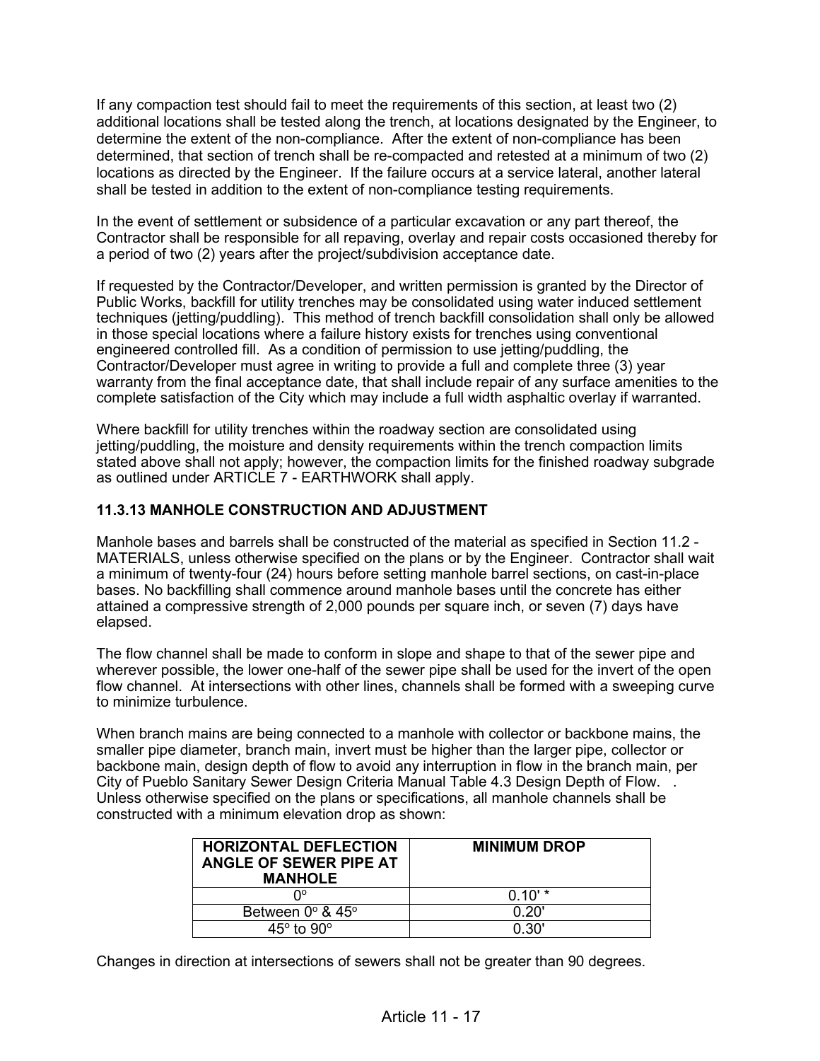If any compaction test should fail to meet the requirements of this section, at least two (2) additional locations shall be tested along the trench, at locations designated by the Engineer, to determine the extent of the non-compliance. After the extent of non-compliance has been determined, that section of trench shall be re-compacted and retested at a minimum of two (2) locations as directed by the Engineer. If the failure occurs at a service lateral, another lateral shall be tested in addition to the extent of non-compliance testing requirements.

In the event of settlement or subsidence of a particular excavation or any part thereof, the Contractor shall be responsible for all repaving, overlay and repair costs occasioned thereby for a period of two (2) years after the project/subdivision acceptance date.

If requested by the Contractor/Developer, and written permission is granted by the Director of Public Works, backfill for utility trenches may be consolidated using water induced settlement techniques (jetting/puddling). This method of trench backfill consolidation shall only be allowed in those special locations where a failure history exists for trenches using conventional engineered controlled fill. As a condition of permission to use jetting/puddling, the Contractor/Developer must agree in writing to provide a full and complete three (3) year warranty from the final acceptance date, that shall include repair of any surface amenities to the complete satisfaction of the City which may include a full width asphaltic overlay if warranted.

Where backfill for utility trenches within the roadway section are consolidated using jetting/puddling, the moisture and density requirements within the trench compaction limits stated above shall not apply; however, the compaction limits for the finished roadway subgrade as outlined under ARTICLE 7 - EARTHWORK shall apply.

### 11.3.13 MANHOLE CONSTRUCTION AND ADJUSTMENT

Manhole bases and barrels shall be constructed of the material as specified in Section 11.2 - MATERIALS, unless otherwise specified on the plans or by the Engineer. Contractor shall wait a minimum of twenty-four (24) hours before setting manhole barrel sections, on cast-in-place bases. No backfilling shall commence around manhole bases until the concrete has either attained a compressive strength of 2,000 pounds per square inch, or seven (7) days have elapsed.

The flow channel shall be made to conform in slope and shape to that of the sewer pipe and wherever possible, the lower one-half of the sewer pipe shall be used for the invert of the open flow channel. At intersections with other lines, channels shall be formed with a sweeping curve to minimize turbulence.

When branch mains are being connected to a manhole with collector or backbone mains, the smaller pipe diameter, branch main, invert must be higher than the larger pipe, collector or backbone main, design depth of flow to avoid any interruption in flow in the branch main, per City of Pueblo Sanitary Sewer Design Criteria Manual Table 4.3 Design Depth of Flow. . Unless otherwise specified on the plans or specifications, all manhole channels shall be constructed with a minimum elevation drop as shown:

| HORIZONTAL DEFLECTION ANGLE OF SEWER PIPE AT MANHOLE | MINIMUM DROP |
|---|---|
| 0° | 0.10' * |
| Between 0° & 45° | 0.20' |
| 45° to 90° | 0.30' |

Changes in direction at intersections of sewers shall not be greater than 90 degrees.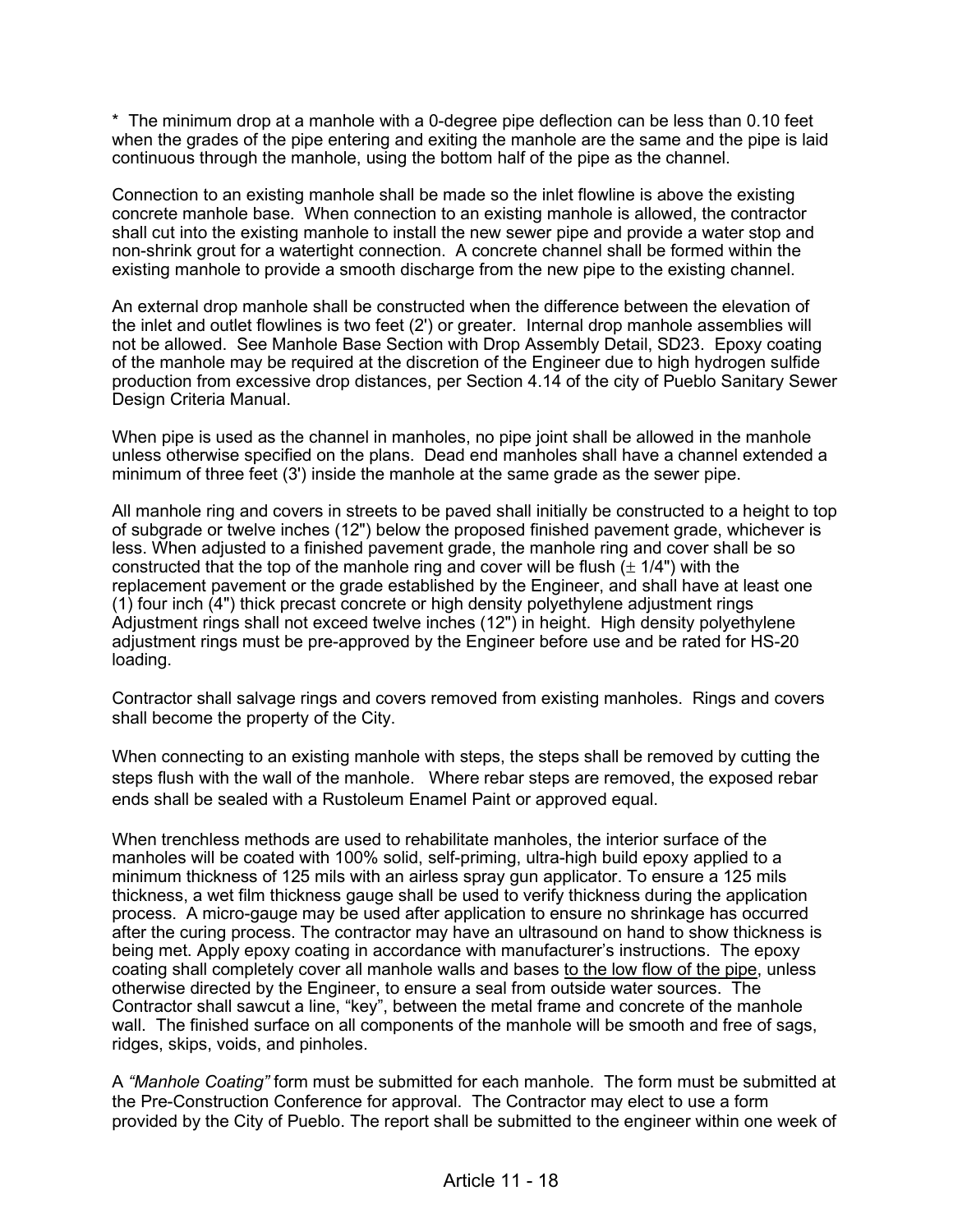* The minimum drop at a manhole with a 0-degree pipe deflection can be less than 0.10 feet when the grades of the pipe entering and exiting the manhole are the same and the pipe is laid continuous through the manhole, using the bottom half of the pipe as the channel.

Connection to an existing manhole shall be made so the inlet flowline is above the existing concrete manhole base. When connection to an existing manhole is allowed, the contractor shall cut into the existing manhole to install the new sewer pipe and provide a water stop and non-shrink grout for a watertight connection. A concrete channel shall be formed within the existing manhole to provide a smooth discharge from the new pipe to the existing channel.

An external drop manhole shall be constructed when the difference between the elevation of the inlet and outlet flowlines is two feet (2') or greater. Internal drop manhole assemblies will not be allowed. See Manhole Base Section with Drop Assembly Detail, SD23. Epoxy coating of the manhole may be required at the discretion of the Engineer due to high hydrogen sulfide production from excessive drop distances, per Section 4.14 of the city of Pueblo Sanitary Sewer Design Criteria Manual.

When pipe is used as the channel in manholes, no pipe joint shall be allowed in the manhole unless otherwise specified on the plans. Dead end manholes shall have a channel extended a minimum of three feet (3') inside the manhole at the same grade as the sewer pipe.

All manhole ring and covers in streets to be paved shall initially be constructed to a height to top of subgrade or twelve inches (12") below the proposed finished pavement grade, whichever is less. When adjusted to a finished pavement grade, the manhole ring and cover shall be so constructed that the top of the manhole ring and cover will be flush (± 1/4") with the replacement pavement or the grade established by the Engineer, and shall have at least one (1) four inch (4") thick precast concrete or high density polyethylene adjustment rings Adjustment rings shall not exceed twelve inches (12") in height. High density polyethylene adjustment rings must be pre-approved by the Engineer before use and be rated for HS-20 loading.

Contractor shall salvage rings and covers removed from existing manholes. Rings and covers shall become the property of the City.

When connecting to an existing manhole with steps, the steps shall be removed by cutting the steps flush with the wall of the manhole. Where rebar steps are removed, the exposed rebar ends shall be sealed with a Rustoleum Enamel Paint or approved equal.

When trenchless methods are used to rehabilitate manholes, the interior surface of the manholes will be coated with 100% solid, self-priming, ultra-high build epoxy applied to a minimum thickness of 125 mils with an airless spray gun applicator. To ensure a 125 mils thickness, a wet film thickness gauge shall be used to verify thickness during the application process. A micro-gauge may be used after application to ensure no shrinkage has occurred after the curing process. The contractor may have an ultrasound on hand to show thickness is being met. Apply epoxy coating in accordance with manufacturer's instructions. The epoxy coating shall completely cover all manhole walls and bases <u>to the low flow of the pipe</u>, unless otherwise directed by the Engineer, to ensure a seal from outside water sources. The Contractor shall sawcut a line, "key", between the metal frame and concrete of the manhole wall. The finished surface on all components of the manhole will be smooth and free of sags, ridges, skips, voids, and pinholes.

A *"Manhole Coating"* form must be submitted for each manhole. The form must be submitted at the Pre-Construction Conference for approval. The Contractor may elect to use a form provided by the City of Pueblo. The report shall be submitted to the engineer within one week of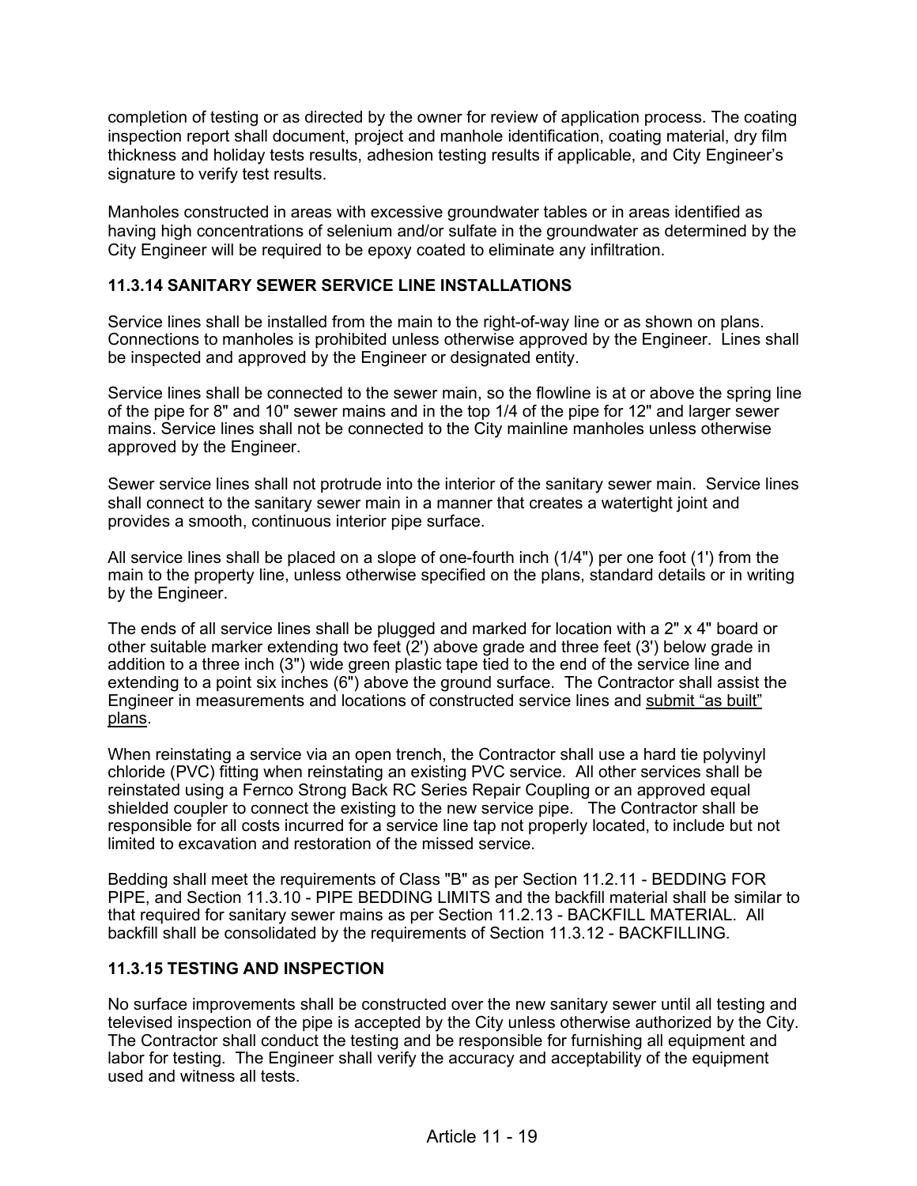completion of testing or as directed by the owner for review of application process. The coating inspection report shall document, project and manhole identification, coating material, dry film thickness and holiday tests results, adhesion testing results if applicable, and City Engineer's signature to verify test results.

Manholes constructed in areas with excessive groundwater tables or in areas identified as having high concentrations of selenium and/or sulfate in the groundwater as determined by the City Engineer will be required to be epoxy coated to eliminate any infiltration.

### 11.3.14 SANITARY SEWER SERVICE LINE INSTALLATIONS

Service lines shall be installed from the main to the right-of-way line or as shown on plans. Connections to manholes is prohibited unless otherwise approved by the Engineer. Lines shall be inspected and approved by the Engineer or designated entity.

Service lines shall be connected to the sewer main, so the flowline is at or above the spring line of the pipe for 8" and 10" sewer mains and in the top 1/4 of the pipe for 12" and larger sewer mains. Service lines shall not be connected to the City mainline manholes unless otherwise approved by the Engineer.

Sewer service lines shall not protrude into the interior of the sanitary sewer main. Service lines shall connect to the sanitary sewer main in a manner that creates a watertight joint and provides a smooth, continuous interior pipe surface.

All service lines shall be placed on a slope of one-fourth inch (1/4") per one foot (1') from the main to the property line, unless otherwise specified on the plans, standard details or in writing by the Engineer.

The ends of all service lines shall be plugged and marked for location with a 2" x 4" board or other suitable marker extending two feet (2') above grade and three feet (3') below grade in addition to a three inch (3") wide green plastic tape tied to the end of the service line and extending to a point six inches (6") above the ground surface. The Contractor shall assist the Engineer in measurements and locations of constructed service lines and submit "as built" plans.

When reinstating a service via an open trench, the Contractor shall use a hard tie polyvinyl chloride (PVC) fitting when reinstating an existing PVC service. All other services shall be reinstated using a Fernco Strong Back RC Series Repair Coupling or an approved equal shielded coupler to connect the existing to the new service pipe. The Contractor shall be responsible for all costs incurred for a service line tap not properly located, to include but not limited to excavation and restoration of the missed service.

Bedding shall meet the requirements of Class "B" as per Section 11.2.11 - BEDDING FOR PIPE, and Section 11.3.10 - PIPE BEDDING LIMITS and the backfill material shall be similar to that required for sanitary sewer mains as per Section 11.2.13 - BACKFILL MATERIAL. All backfill shall be consolidated by the requirements of Section 11.3.12 - BACKFILLING.

### 11.3.15 TESTING AND INSPECTION

No surface improvements shall be constructed over the new sanitary sewer until all testing and televised inspection of the pipe is accepted by the City unless otherwise authorized by the City. The Contractor shall conduct the testing and be responsible for furnishing all equipment and labor for testing. The Engineer shall verify the accuracy and acceptability of the equipment used and witness all tests.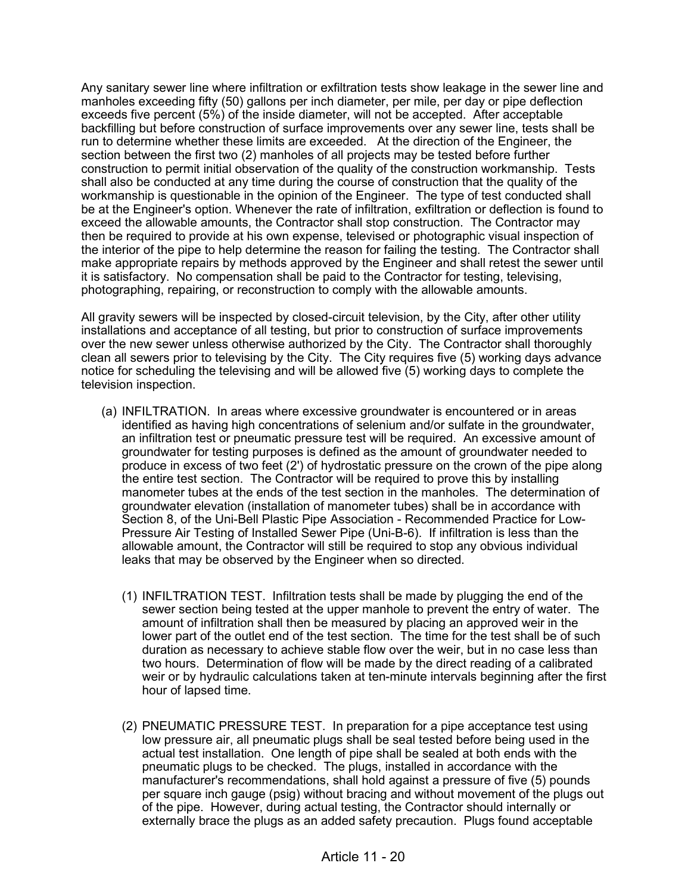Any sanitary sewer line where infiltration or exfiltration tests show leakage in the sewer line and manholes exceeding fifty (50) gallons per inch diameter, per mile, per day or pipe deflection exceeds five percent (5%) of the inside diameter, will not be accepted. After acceptable backfilling but before construction of surface improvements over any sewer line, tests shall be run to determine whether these limits are exceeded. At the direction of the Engineer, the section between the first two (2) manholes of all projects may be tested before further construction to permit initial observation of the quality of the construction workmanship. Tests shall also be conducted at any time during the course of construction that the quality of the workmanship is questionable in the opinion of the Engineer. The type of test conducted shall be at the Engineer's option. Whenever the rate of infiltration, exfiltration or deflection is found to exceed the allowable amounts, the Contractor shall stop construction. The Contractor may then be required to provide at his own expense, televised or photographic visual inspection of the interior of the pipe to help determine the reason for failing the testing. The Contractor shall make appropriate repairs by methods approved by the Engineer and shall retest the sewer until it is satisfactory. No compensation shall be paid to the Contractor for testing, televising, photographing, repairing, or reconstruction to comply with the allowable amounts.

All gravity sewers will be inspected by closed-circuit television, by the City, after other utility installations and acceptance of all testing, but prior to construction of surface improvements over the new sewer unless otherwise authorized by the City. The Contractor shall thoroughly clean all sewers prior to televising by the City. The City requires five (5) working days advance notice for scheduling the televising and will be allowed five (5) working days to complete the television inspection.

(a) INFILTRATION. In areas where excessive groundwater is encountered or in areas identified as having high concentrations of selenium and/or sulfate in the groundwater, an infiltration test or pneumatic pressure test will be required. An excessive amount of groundwater for testing purposes is defined as the amount of groundwater needed to produce in excess of two feet (2') of hydrostatic pressure on the crown of the pipe along the entire test section. The Contractor will be required to prove this by installing manometer tubes at the ends of the test section in the manholes. The determination of groundwater elevation (installation of manometer tubes) shall be in accordance with Section 8, of the Uni-Bell Plastic Pipe Association - Recommended Practice for Low-Pressure Air Testing of Installed Sewer Pipe (Uni-B-6). If infiltration is less than the allowable amount, the Contractor will still be required to stop any obvious individual leaks that may be observed by the Engineer when so directed.

(1) INFILTRATION TEST. Infiltration tests shall be made by plugging the end of the sewer section being tested at the upper manhole to prevent the entry of water. The amount of infiltration shall then be measured by placing an approved weir in the lower part of the outlet end of the test section. The time for the test shall be of such duration as necessary to achieve stable flow over the weir, but in no case less than two hours. Determination of flow will be made by the direct reading of a calibrated weir or by hydraulic calculations taken at ten-minute intervals beginning after the first hour of lapsed time.

(2) PNEUMATIC PRESSURE TEST. In preparation for a pipe acceptance test using low pressure air, all pneumatic plugs shall be seal tested before being used in the actual test installation. One length of pipe shall be sealed at both ends with the pneumatic plugs to be checked. The plugs, installed in accordance with the manufacturer's recommendations, shall hold against a pressure of five (5) pounds per square inch gauge (psig) without bracing and without movement of the plugs out of the pipe. However, during actual testing, the Contractor should internally or externally brace the plugs as an added safety precaution. Plugs found acceptable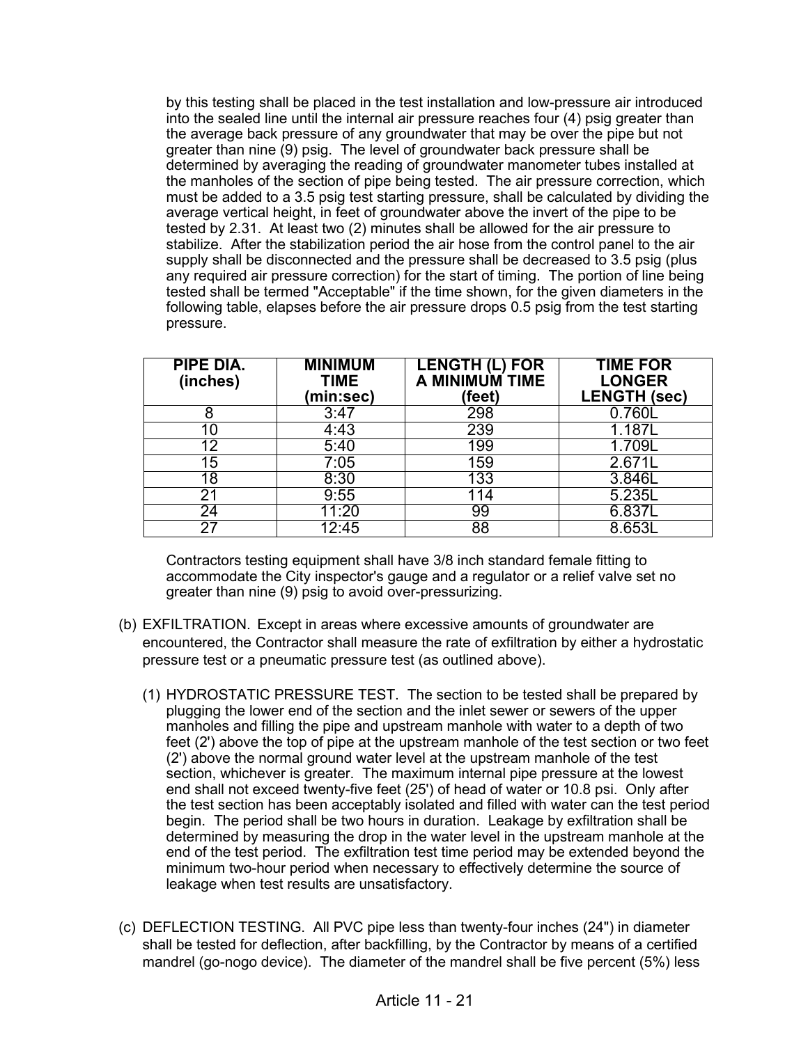by this testing shall be placed in the test installation and low-pressure air introduced into the sealed line until the internal air pressure reaches four (4) psig greater than the average back pressure of any groundwater that may be over the pipe but not greater than nine (9) psig. The level of groundwater back pressure shall be determined by averaging the reading of groundwater manometer tubes installed at the manholes of the section of pipe being tested. The air pressure correction, which must be added to a 3.5 psig test starting pressure, shall be calculated by dividing the average vertical height, in feet of groundwater above the invert of the pipe to be tested by 2.31. At least two (2) minutes shall be allowed for the air pressure to stabilize. After the stabilization period the air hose from the control panel to the air supply shall be disconnected and the pressure shall be decreased to 3.5 psig (plus any required air pressure correction) for the start of timing. The portion of line being tested shall be termed "Acceptable" if the time shown, for the given diameters in the following table, elapses before the air pressure drops 0.5 psig from the test starting pressure.

| PIPE DIA. (inches) | MINIMUM TIME (min:sec) | LENGTH (L) FOR A MINIMUM TIME (feet) | TIME FOR LONGER LENGTH (sec) |
|---|---|---|---|
| 8 | 3:47 | 298 | 0.760L |
| 10 | 4:43 | 239 | 1.187L |
| 12 | 5:40 | 199 | 1.709L |
| 15 | 7:05 | 159 | 2.671L |
| 18 | 8:30 | 133 | 3.846L |
| 21 | 9:55 | 114 | 5.235L |
| 24 | 11:20 | 99 | 6.837L |
| 27 | 12:45 | 88 | 8.653L |

Contractors testing equipment shall have 3/8 inch standard female fitting to accommodate the City inspector's gauge and a regulator or a relief valve set no greater than nine (9) psig to avoid over-pressurizing.

(b) EXFILTRATION. Except in areas where excessive amounts of groundwater are encountered, the Contractor shall measure the rate of exfiltration by either a hydrostatic pressure test or a pneumatic pressure test (as outlined above).

(1) HYDROSTATIC PRESSURE TEST. The section to be tested shall be prepared by plugging the lower end of the section and the inlet sewer or sewers of the upper manholes and filling the pipe and upstream manhole with water to a depth of two feet (2') above the top of pipe at the upstream manhole of the test section or two feet (2') above the normal ground water level at the upstream manhole of the test section, whichever is greater. The maximum internal pipe pressure at the lowest end shall not exceed twenty-five feet (25') of head of water or 10.8 psi. Only after the test section has been acceptably isolated and filled with water can the test period begin. The period shall be two hours in duration. Leakage by exfiltration shall be determined by measuring the drop in the water level in the upstream manhole at the end of the test period. The exfiltration test time period may be extended beyond the minimum two-hour period when necessary to effectively determine the source of leakage when test results are unsatisfactory.

(c) DEFLECTION TESTING. All PVC pipe less than twenty-four inches (24") in diameter shall be tested for deflection, after backfilling, by the Contractor by means of a certified mandrel (go-nogo device). The diameter of the mandrel shall be five percent (5%) less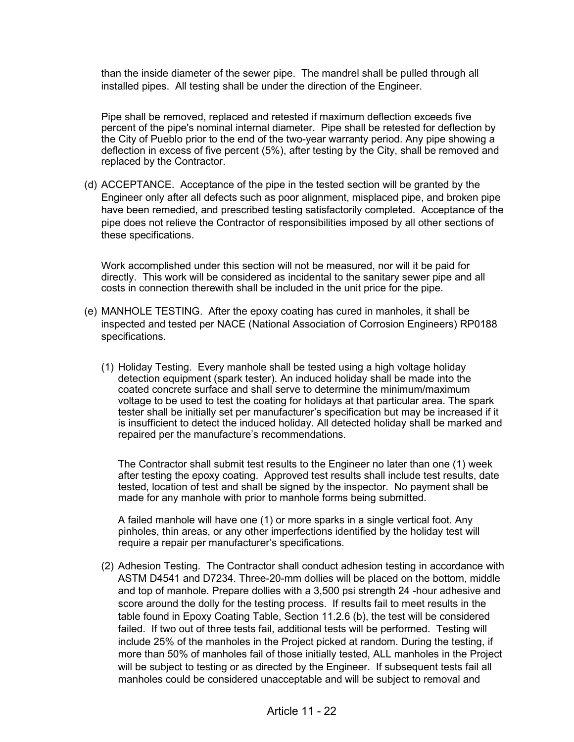than the inside diameter of the sewer pipe. The mandrel shall be pulled through all installed pipes. All testing shall be under the direction of the Engineer.

Pipe shall be removed, replaced and retested if maximum deflection exceeds five percent of the pipe's nominal internal diameter. Pipe shall be retested for deflection by the City of Pueblo prior to the end of the two-year warranty period. Any pipe showing a deflection in excess of five percent (5%), after testing by the City, shall be removed and replaced by the Contractor.

(d) ACCEPTANCE. Acceptance of the pipe in the tested section will be granted by the Engineer only after all defects such as poor alignment, misplaced pipe, and broken pipe have been remedied, and prescribed testing satisfactorily completed. Acceptance of the pipe does not relieve the Contractor of responsibilities imposed by all other sections of these specifications.

Work accomplished under this section will not be measured, nor will it be paid for directly. This work will be considered as incidental to the sanitary sewer pipe and all costs in connection therewith shall be included in the unit price for the pipe.

(e) MANHOLE TESTING. After the epoxy coating has cured in manholes, it shall be inspected and tested per NACE (National Association of Corrosion Engineers) RP0188 specifications.

(1) Holiday Testing. Every manhole shall be tested using a high voltage holiday detection equipment (spark tester). An induced holiday shall be made into the coated concrete surface and shall serve to determine the minimum/maximum voltage to be used to test the coating for holidays at that particular area. The spark tester shall be initially set per manufacturer's specification but may be increased if it is insufficient to detect the induced holiday. All detected holiday shall be marked and repaired per the manufacture's recommendations.

The Contractor shall submit test results to the Engineer no later than one (1) week after testing the epoxy coating. Approved test results shall include test results, date tested, location of test and shall be signed by the inspector. No payment shall be made for any manhole with prior to manhole forms being submitted.

A failed manhole will have one (1) or more sparks in a single vertical foot. Any pinholes, thin areas, or any other imperfections identified by the holiday test will require a repair per manufacturer's specifications.

(2) Adhesion Testing. The Contractor shall conduct adhesion testing in accordance with ASTM D4541 and D7234. Three-20-mm dollies will be placed on the bottom, middle and top of manhole. Prepare dollies with a 3,500 psi strength 24 -hour adhesive and score around the dolly for the testing process. If results fail to meet results in the table found in Epoxy Coating Table, Section 11.2.6 (b), the test will be considered failed. If two out of three tests fail, additional tests will be performed. Testing will include 25% of the manholes in the Project picked at random. During the testing, if more than 50% of manholes fail of those initially tested, ALL manholes in the Project will be subject to testing or as directed by the Engineer. If subsequent tests fail all manholes could be considered unacceptable and will be subject to removal and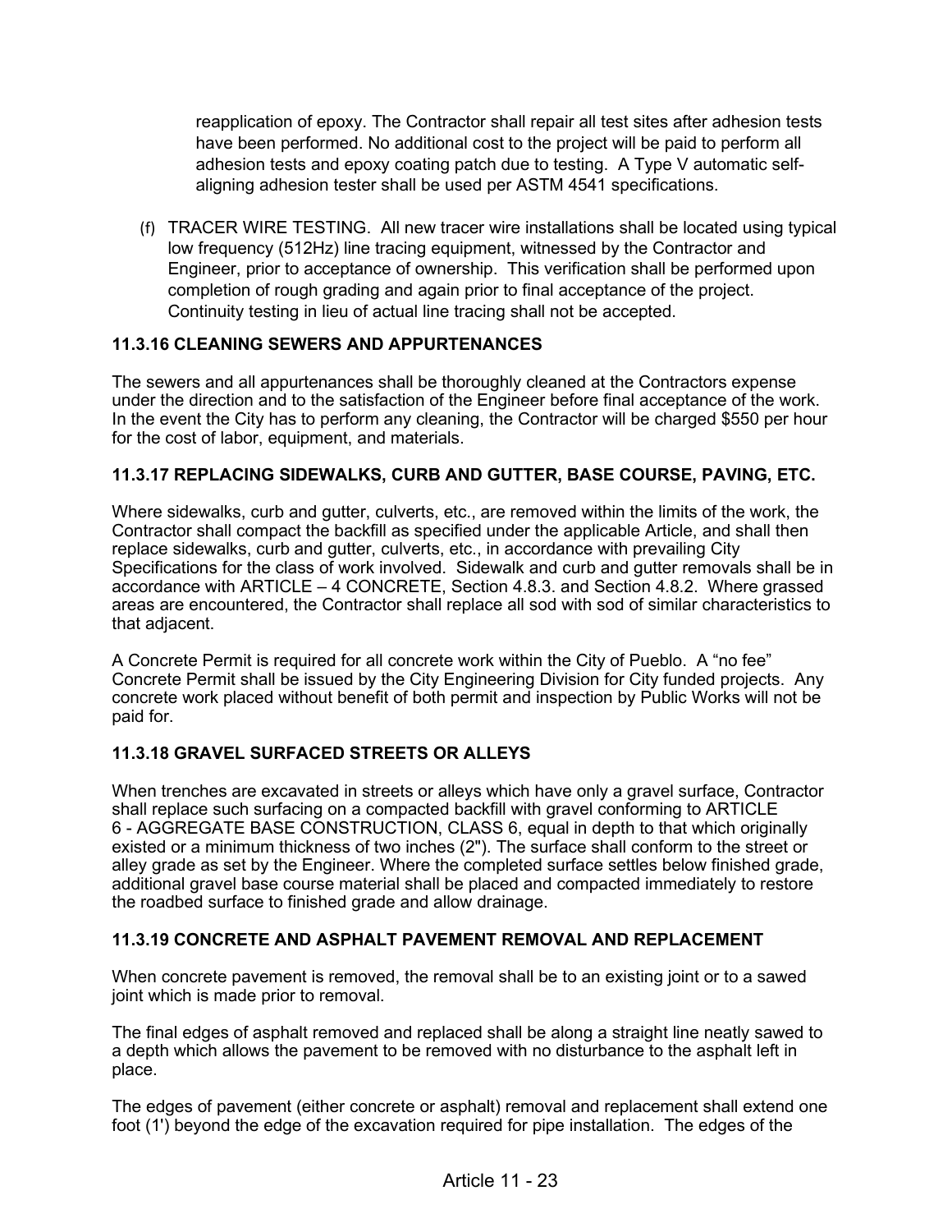reapplication of epoxy. The Contractor shall repair all test sites after adhesion tests have been performed. No additional cost to the project will be paid to perform all adhesion tests and epoxy coating patch due to testing. A Type V automatic self-aligning adhesion tester shall be used per ASTM 4541 specifications.

(f) TRACER WIRE TESTING. All new tracer wire installations shall be located using typical low frequency (512Hz) line tracing equipment, witnessed by the Contractor and Engineer, prior to acceptance of ownership. This verification shall be performed upon completion of rough grading and again prior to final acceptance of the project. Continuity testing in lieu of actual line tracing shall not be accepted.

### 11.3.16 CLEANING SEWERS AND APPURTENANCES

The sewers and all appurtenances shall be thoroughly cleaned at the Contractors expense under the direction and to the satisfaction of the Engineer before final acceptance of the work. In the event the City has to perform any cleaning, the Contractor will be charged $550 per hour for the cost of labor, equipment, and materials.

### 11.3.17 REPLACING SIDEWALKS, CURB AND GUTTER, BASE COURSE, PAVING, ETC.

Where sidewalks, curb and gutter, culverts, etc., are removed within the limits of the work, the Contractor shall compact the backfill as specified under the applicable Article, and shall then replace sidewalks, curb and gutter, culverts, etc., in accordance with prevailing City Specifications for the class of work involved. Sidewalk and curb and gutter removals shall be in accordance with ARTICLE – 4 CONCRETE, Section 4.8.3. and Section 4.8.2. Where grassed areas are encountered, the Contractor shall replace all sod with sod of similar characteristics to that adjacent.

A Concrete Permit is required for all concrete work within the City of Pueblo. A "no fee" Concrete Permit shall be issued by the City Engineering Division for City funded projects. Any concrete work placed without benefit of both permit and inspection by Public Works will not be paid for.

### 11.3.18 GRAVEL SURFACED STREETS OR ALLEYS

When trenches are excavated in streets or alleys which have only a gravel surface, Contractor shall replace such surfacing on a compacted backfill with gravel conforming to ARTICLE 6 - AGGREGATE BASE CONSTRUCTION, CLASS 6, equal in depth to that which originally existed or a minimum thickness of two inches (2"). The surface shall conform to the street or alley grade as set by the Engineer. Where the completed surface settles below finished grade, additional gravel base course material shall be placed and compacted immediately to restore the roadbed surface to finished grade and allow drainage.

### 11.3.19 CONCRETE AND ASPHALT PAVEMENT REMOVAL AND REPLACEMENT

When concrete pavement is removed, the removal shall be to an existing joint or to a sawed joint which is made prior to removal.

The final edges of asphalt removed and replaced shall be along a straight line neatly sawed to a depth which allows the pavement to be removed with no disturbance to the asphalt left in place.

The edges of pavement (either concrete or asphalt) removal and replacement shall extend one foot (1') beyond the edge of the excavation required for pipe installation. The edges of the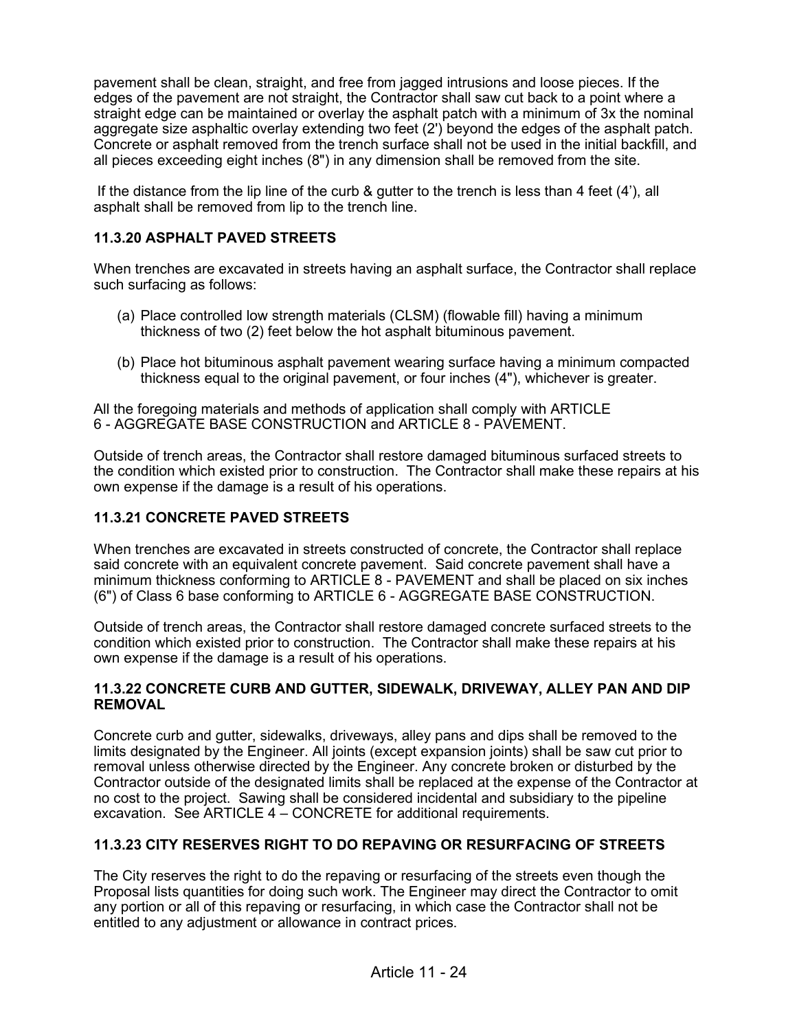pavement shall be clean, straight, and free from jagged intrusions and loose pieces. If the edges of the pavement are not straight, the Contractor shall saw cut back to a point where a straight edge can be maintained or overlay the asphalt patch with a minimum of 3x the nominal aggregate size asphaltic overlay extending two feet (2') beyond the edges of the asphalt patch. Concrete or asphalt removed from the trench surface shall not be used in the initial backfill, and all pieces exceeding eight inches (8") in any dimension shall be removed from the site.

If the distance from the lip line of the curb & gutter to the trench is less than 4 feet (4'), all asphalt shall be removed from lip to the trench line.

### 11.3.20 ASPHALT PAVED STREETS

When trenches are excavated in streets having an asphalt surface, the Contractor shall replace such surfacing as follows:

(a) Place controlled low strength materials (CLSM) (flowable fill) having a minimum thickness of two (2) feet below the hot asphalt bituminous pavement.

(b) Place hot bituminous asphalt pavement wearing surface having a minimum compacted thickness equal to the original pavement, or four inches (4"), whichever is greater.

All the foregoing materials and methods of application shall comply with ARTICLE 6 - AGGREGATE BASE CONSTRUCTION and ARTICLE 8 - PAVEMENT.

Outside of trench areas, the Contractor shall restore damaged bituminous surfaced streets to the condition which existed prior to construction. The Contractor shall make these repairs at his own expense if the damage is a result of his operations.

### 11.3.21 CONCRETE PAVED STREETS

When trenches are excavated in streets constructed of concrete, the Contractor shall replace said concrete with an equivalent concrete pavement. Said concrete pavement shall have a minimum thickness conforming to ARTICLE 8 - PAVEMENT and shall be placed on six inches (6") of Class 6 base conforming to ARTICLE 6 - AGGREGATE BASE CONSTRUCTION.

Outside of trench areas, the Contractor shall restore damaged concrete surfaced streets to the condition which existed prior to construction. The Contractor shall make these repairs at his own expense if the damage is a result of his operations.

### 11.3.22 CONCRETE CURB AND GUTTER, SIDEWALK, DRIVEWAY, ALLEY PAN AND DIP REMOVAL

Concrete curb and gutter, sidewalks, driveways, alley pans and dips shall be removed to the limits designated by the Engineer. All joints (except expansion joints) shall be saw cut prior to removal unless otherwise directed by the Engineer. Any concrete broken or disturbed by the Contractor outside of the designated limits shall be replaced at the expense of the Contractor at no cost to the project. Sawing shall be considered incidental and subsidiary to the pipeline excavation. See ARTICLE 4 – CONCRETE for additional requirements.

### 11.3.23 CITY RESERVES RIGHT TO DO REPAVING OR RESURFACING OF STREETS

The City reserves the right to do the repaving or resurfacing of the streets even though the Proposal lists quantities for doing such work. The Engineer may direct the Contractor to omit any portion or all of this repaving or resurfacing, in which case the Contractor shall not be entitled to any adjustment or allowance in contract prices.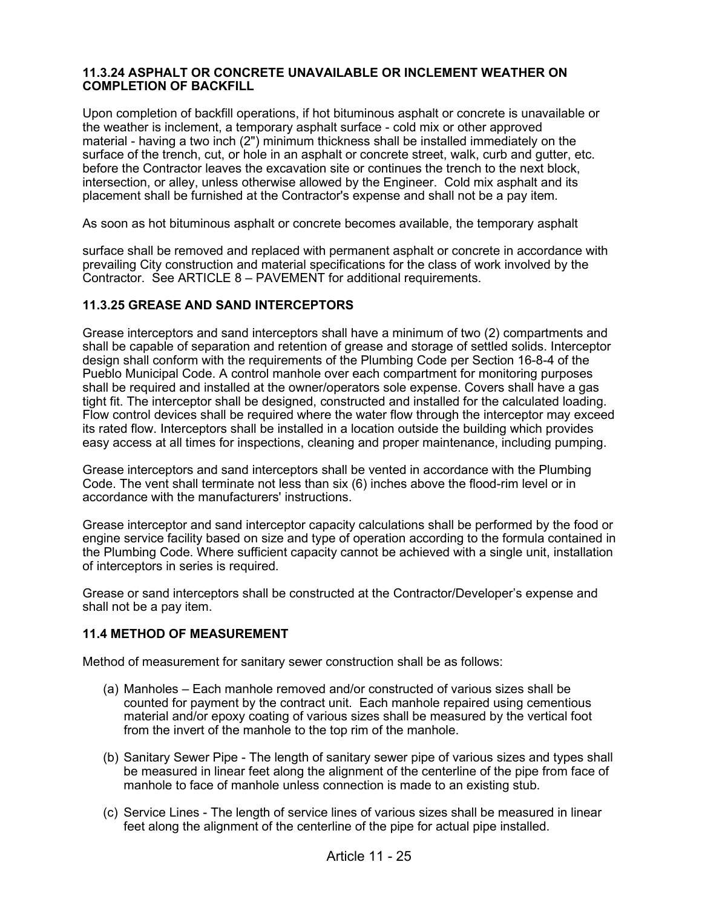### 11.3.24 ASPHALT OR CONCRETE UNAVAILABLE OR INCLEMENT WEATHER ON COMPLETION OF BACKFILL

Upon completion of backfill operations, if hot bituminous asphalt or concrete is unavailable or the weather is inclement, a temporary asphalt surface - cold mix or other approved material - having a two inch (2") minimum thickness shall be installed immediately on the surface of the trench, cut, or hole in an asphalt or concrete street, walk, curb and gutter, etc. before the Contractor leaves the excavation site or continues the trench to the next block, intersection, or alley, unless otherwise allowed by the Engineer. Cold mix asphalt and its placement shall be furnished at the Contractor's expense and shall not be a pay item.

As soon as hot bituminous asphalt or concrete becomes available, the temporary asphalt

surface shall be removed and replaced with permanent asphalt or concrete in accordance with prevailing City construction and material specifications for the class of work involved by the Contractor. See ARTICLE 8 – PAVEMENT for additional requirements.

### 11.3.25 GREASE AND SAND INTERCEPTORS

Grease interceptors and sand interceptors shall have a minimum of two (2) compartments and shall be capable of separation and retention of grease and storage of settled solids. Interceptor design shall conform with the requirements of the Plumbing Code per Section 16-8-4 of the Pueblo Municipal Code. A control manhole over each compartment for monitoring purposes shall be required and installed at the owner/operators sole expense. Covers shall have a gas tight fit. The interceptor shall be designed, constructed and installed for the calculated loading. Flow control devices shall be required where the water flow through the interceptor may exceed its rated flow. Interceptors shall be installed in a location outside the building which provides easy access at all times for inspections, cleaning and proper maintenance, including pumping.

Grease interceptors and sand interceptors shall be vented in accordance with the Plumbing Code. The vent shall terminate not less than six (6) inches above the flood-rim level or in accordance with the manufacturers' instructions.

Grease interceptor and sand interceptor capacity calculations shall be performed by the food or engine service facility based on size and type of operation according to the formula contained in the Plumbing Code. Where sufficient capacity cannot be achieved with a single unit, installation of interceptors in series is required.

Grease or sand interceptors shall be constructed at the Contractor/Developer's expense and shall not be a pay item.

## 11.4 METHOD OF MEASUREMENT

Method of measurement for sanitary sewer construction shall be as follows:

(a) Manholes – Each manhole removed and/or constructed of various sizes shall be counted for payment by the contract unit. Each manhole repaired using cementious material and/or epoxy coating of various sizes shall be measured by the vertical foot from the invert of the manhole to the top rim of the manhole.

(b) Sanitary Sewer Pipe - The length of sanitary sewer pipe of various sizes and types shall be measured in linear feet along the alignment of the centerline of the pipe from face of manhole to face of manhole unless connection is made to an existing stub.

(c) Service Lines - The length of service lines of various sizes shall be measured in linear feet along the alignment of the centerline of the pipe for actual pipe installed.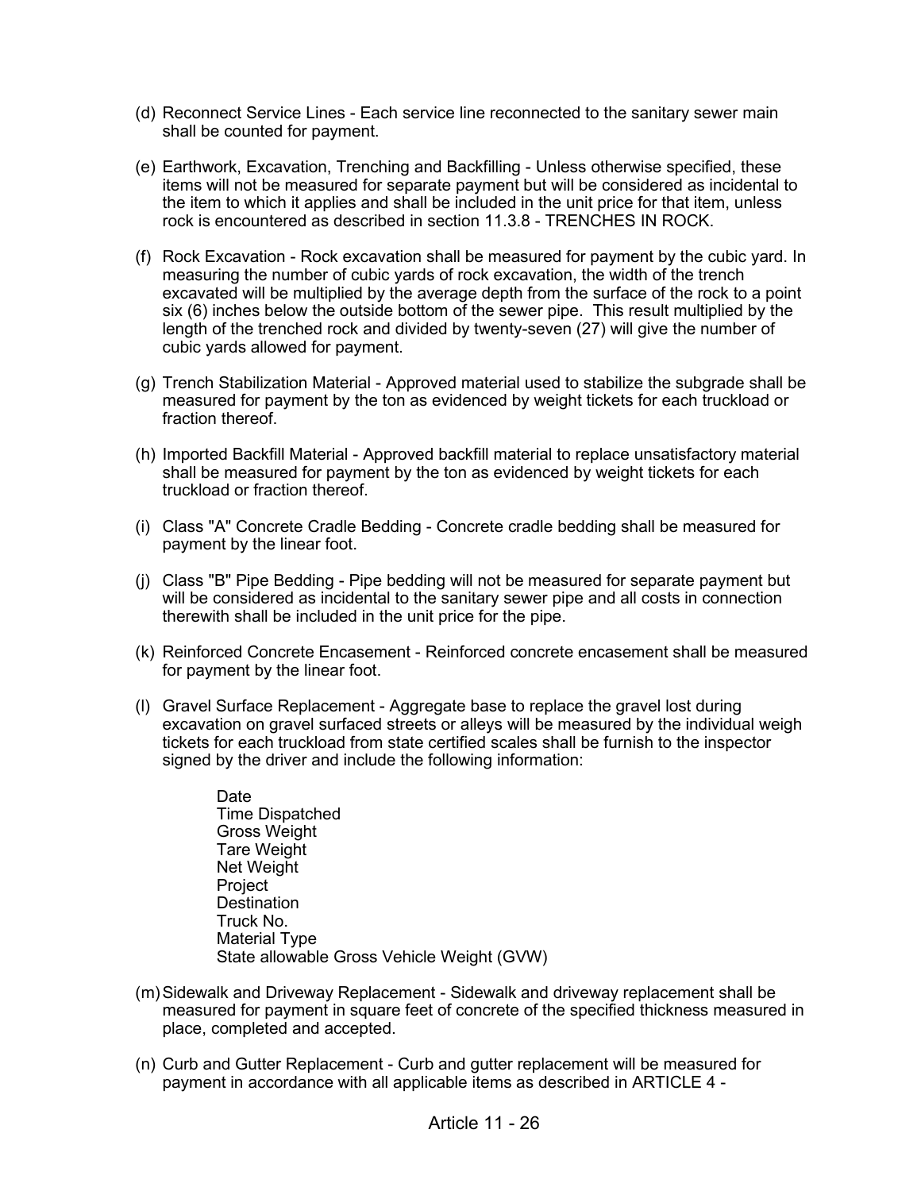(d) Reconnect Service Lines - Each service line reconnected to the sanitary sewer main shall be counted for payment.

(e) Earthwork, Excavation, Trenching and Backfilling - Unless otherwise specified, these items will not be measured for separate payment but will be considered as incidental to the item to which it applies and shall be included in the unit price for that item, unless rock is encountered as described in section 11.3.8 - TRENCHES IN ROCK.

(f) Rock Excavation - Rock excavation shall be measured for payment by the cubic yard. In measuring the number of cubic yards of rock excavation, the width of the trench excavated will be multiplied by the average depth from the surface of the rock to a point six (6) inches below the outside bottom of the sewer pipe. This result multiplied by the length of the trenched rock and divided by twenty-seven (27) will give the number of cubic yards allowed for payment.

(g) Trench Stabilization Material - Approved material used to stabilize the subgrade shall be measured for payment by the ton as evidenced by weight tickets for each truckload or fraction thereof.

(h) Imported Backfill Material - Approved backfill material to replace unsatisfactory material shall be measured for payment by the ton as evidenced by weight tickets for each truckload or fraction thereof.

(i) Class "A" Concrete Cradle Bedding - Concrete cradle bedding shall be measured for payment by the linear foot.

(j) Class "B" Pipe Bedding - Pipe bedding will not be measured for separate payment but will be considered as incidental to the sanitary sewer pipe and all costs in connection therewith shall be included in the unit price for the pipe.

(k) Reinforced Concrete Encasement - Reinforced concrete encasement shall be measured for payment by the linear foot.

(l) Gravel Surface Replacement - Aggregate base to replace the gravel lost during excavation on gravel surfaced streets or alleys will be measured by the individual weigh tickets for each truckload from state certified scales shall be furnish to the inspector signed by the driver and include the following information:

Date
Time Dispatched
Gross Weight
Tare Weight
Net Weight
Project
Destination
Truck No.
Material Type
State allowable Gross Vehicle Weight (GVW)

(m) Sidewalk and Driveway Replacement - Sidewalk and driveway replacement shall be measured for payment in square feet of concrete of the specified thickness measured in place, completed and accepted.

(n) Curb and Gutter Replacement - Curb and gutter replacement will be measured for payment in accordance with all applicable items as described in ARTICLE 4 -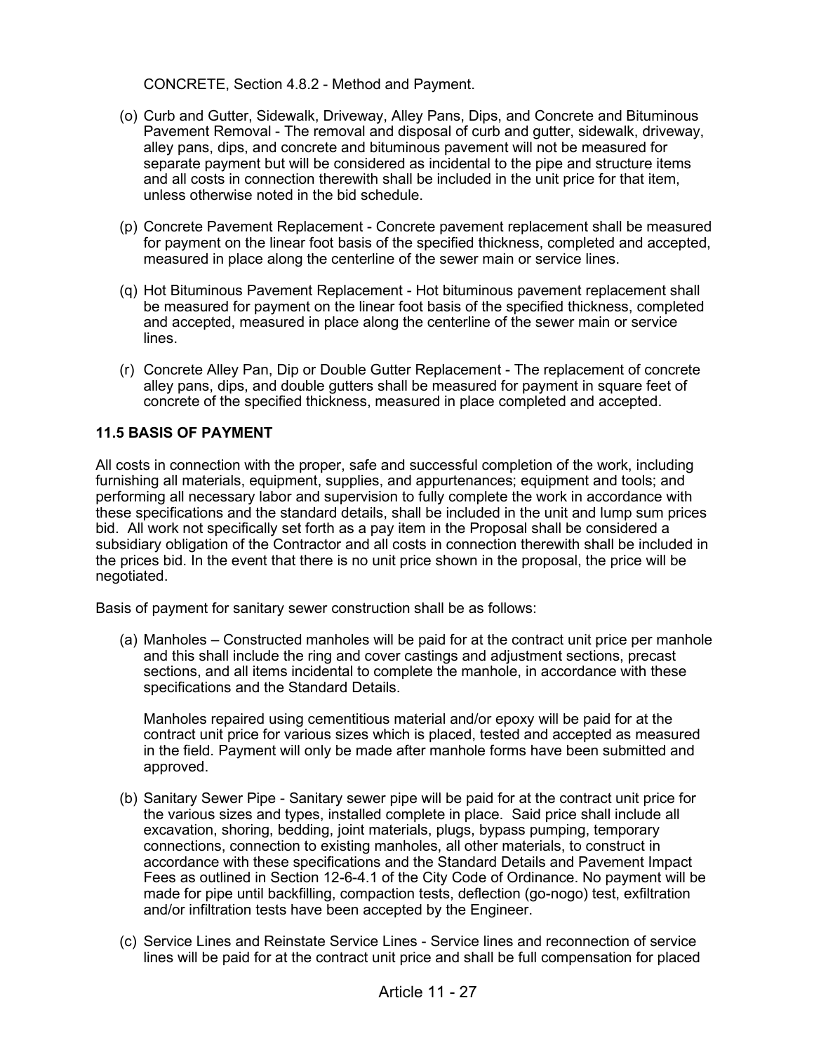CONCRETE, Section 4.8.2 - Method and Payment.

(o) Curb and Gutter, Sidewalk, Driveway, Alley Pans, Dips, and Concrete and Bituminous Pavement Removal - The removal and disposal of curb and gutter, sidewalk, driveway, alley pans, dips, and concrete and bituminous pavement will not be measured for separate payment but will be considered as incidental to the pipe and structure items and all costs in connection therewith shall be included in the unit price for that item, unless otherwise noted in the bid schedule.

(p) Concrete Pavement Replacement - Concrete pavement replacement shall be measured for payment on the linear foot basis of the specified thickness, completed and accepted, measured in place along the centerline of the sewer main or service lines.

(q) Hot Bituminous Pavement Replacement - Hot bituminous pavement replacement shall be measured for payment on the linear foot basis of the specified thickness, completed and accepted, measured in place along the centerline of the sewer main or service lines.

(r) Concrete Alley Pan, Dip or Double Gutter Replacement - The replacement of concrete alley pans, dips, and double gutters shall be measured for payment in square feet of concrete of the specified thickness, measured in place completed and accepted.

## 11.5 BASIS OF PAYMENT

All costs in connection with the proper, safe and successful completion of the work, including furnishing all materials, equipment, supplies, and appurtenances; equipment and tools; and performing all necessary labor and supervision to fully complete the work in accordance with these specifications and the standard details, shall be included in the unit and lump sum prices bid. All work not specifically set forth as a pay item in the Proposal shall be considered a subsidiary obligation of the Contractor and all costs in connection therewith shall be included in the prices bid. In the event that there is no unit price shown in the proposal, the price will be negotiated.

Basis of payment for sanitary sewer construction shall be as follows:

(a) Manholes – Constructed manholes will be paid for at the contract unit price per manhole and this shall include the ring and cover castings and adjustment sections, precast sections, and all items incidental to complete the manhole, in accordance with these specifications and the Standard Details.

   Manholes repaired using cementitious material and/or epoxy will be paid for at the contract unit price for various sizes which is placed, tested and accepted as measured in the field. Payment will only be made after manhole forms have been submitted and approved.

(b) Sanitary Sewer Pipe - Sanitary sewer pipe will be paid for at the contract unit price for the various sizes and types, installed complete in place. Said price shall include all excavation, shoring, bedding, joint materials, plugs, bypass pumping, temporary connections, connection to existing manholes, all other materials, to construct in accordance with these specifications and the Standard Details and Pavement Impact Fees as outlined in Section 12-6-4.1 of the City Code of Ordinance. No payment will be made for pipe until backfilling, compaction tests, deflection (go-nogo) test, exfiltration and/or infiltration tests have been accepted by the Engineer.

(c) Service Lines and Reinstate Service Lines - Service lines and reconnection of service lines will be paid for at the contract unit price and shall be full compensation for placed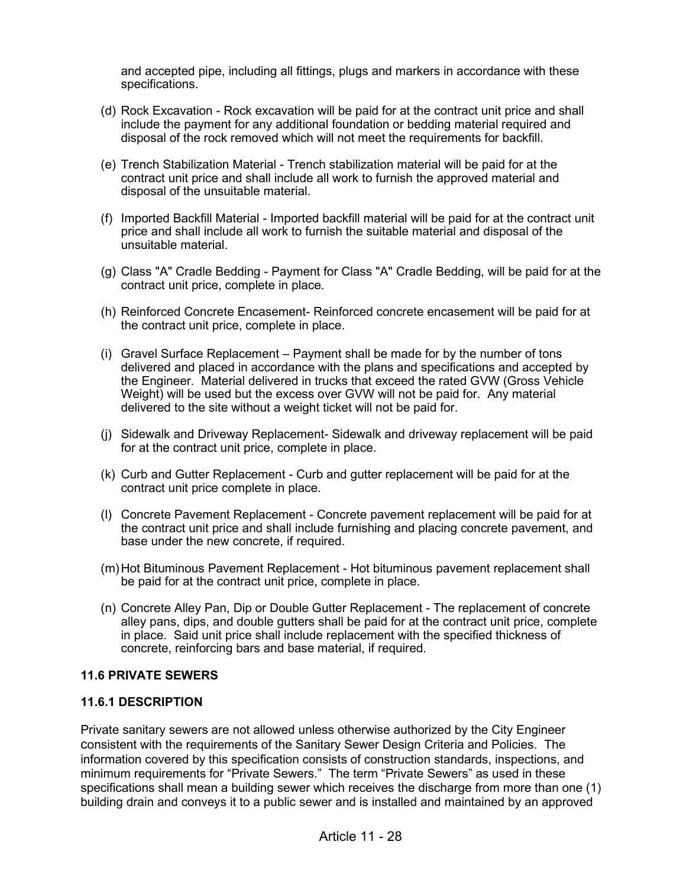and accepted pipe, including all fittings, plugs and markers in accordance with these specifications.

(d) Rock Excavation - Rock excavation will be paid for at the contract unit price and shall include the payment for any additional foundation or bedding material required and disposal of the rock removed which will not meet the requirements for backfill.

(e) Trench Stabilization Material - Trench stabilization material will be paid for at the contract unit price and shall include all work to furnish the approved material and disposal of the unsuitable material.

(f) Imported Backfill Material - Imported backfill material will be paid for at the contract unit price and shall include all work to furnish the suitable material and disposal of the unsuitable material.

(g) Class "A" Cradle Bedding - Payment for Class "A" Cradle Bedding, will be paid for at the contract unit price, complete in place.

(h) Reinforced Concrete Encasement- Reinforced concrete encasement will be paid for at the contract unit price, complete in place.

(i) Gravel Surface Replacement – Payment shall be made for by the number of tons delivered and placed in accordance with the plans and specifications and accepted by the Engineer. Material delivered in trucks that exceed the rated GVW (Gross Vehicle Weight) will be used but the excess over GVW will not be paid for. Any material delivered to the site without a weight ticket will not be paid for.

(j) Sidewalk and Driveway Replacement- Sidewalk and driveway replacement will be paid for at the contract unit price, complete in place.

(k) Curb and Gutter Replacement - Curb and gutter replacement will be paid for at the contract unit price complete in place.

(l) Concrete Pavement Replacement - Concrete pavement replacement will be paid for at the contract unit price and shall include furnishing and placing concrete pavement, and base under the new concrete, if required.

(m) Hot Bituminous Pavement Replacement - Hot bituminous pavement replacement shall be paid for at the contract unit price, complete in place.

(n) Concrete Alley Pan, Dip or Double Gutter Replacement - The replacement of concrete alley pans, dips, and double gutters shall be paid for at the contract unit price, complete in place. Said unit price shall include replacement with the specified thickness of concrete, reinforcing bars and base material, if required.

## 11.6 PRIVATE SEWERS

### 11.6.1 DESCRIPTION

Private sanitary sewers are not allowed unless otherwise authorized by the City Engineer consistent with the requirements of the Sanitary Sewer Design Criteria and Policies. The information covered by this specification consists of construction standards, inspections, and minimum requirements for "Private Sewers." The term "Private Sewers" as used in these specifications shall mean a building sewer which receives the discharge from more than one (1) building drain and conveys it to a public sewer and is installed and maintained by an approved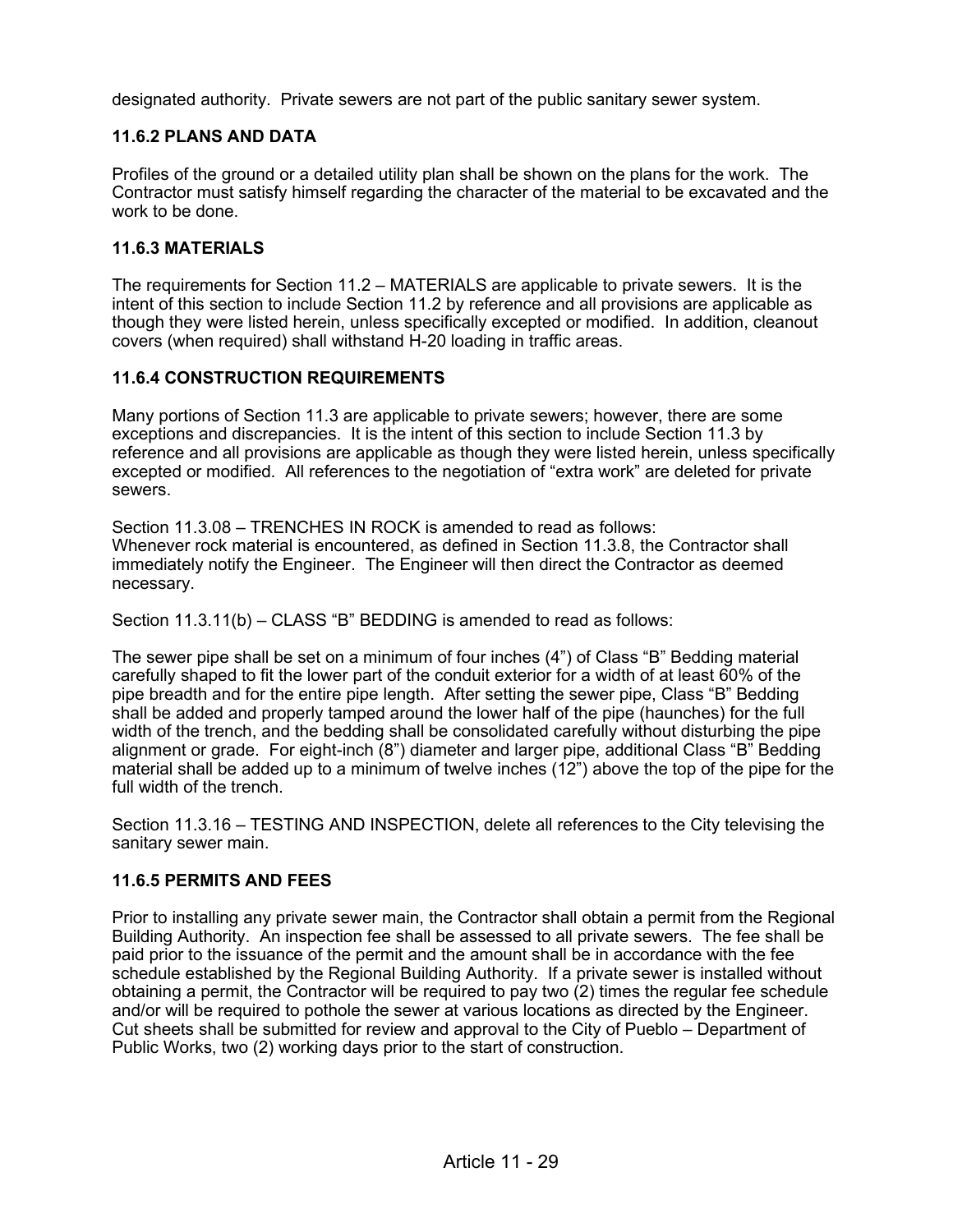designated authority. Private sewers are not part of the public sanitary sewer system.

### 11.6.2 PLANS AND DATA

Profiles of the ground or a detailed utility plan shall be shown on the plans for the work. The Contractor must satisfy himself regarding the character of the material to be excavated and the work to be done.

### 11.6.3 MATERIALS

The requirements for Section 11.2 – MATERIALS are applicable to private sewers. It is the intent of this section to include Section 11.2 by reference and all provisions are applicable as though they were listed herein, unless specifically excepted or modified. In addition, cleanout covers (when required) shall withstand H-20 loading in traffic areas.

### 11.6.4 CONSTRUCTION REQUIREMENTS

Many portions of Section 11.3 are applicable to private sewers; however, there are some exceptions and discrepancies. It is the intent of this section to include Section 11.3 by reference and all provisions are applicable as though they were listed herein, unless specifically excepted or modified. All references to the negotiation of "extra work" are deleted for private sewers.

Section 11.3.08 – TRENCHES IN ROCK is amended to read as follows:
Whenever rock material is encountered, as defined in Section 11.3.8, the Contractor shall immediately notify the Engineer. The Engineer will then direct the Contractor as deemed necessary.

Section 11.3.11(b) – CLASS "B" BEDDING is amended to read as follows:

The sewer pipe shall be set on a minimum of four inches (4") of Class "B" Bedding material carefully shaped to fit the lower part of the conduit exterior for a width of at least 60% of the pipe breadth and for the entire pipe length. After setting the sewer pipe, Class "B" Bedding shall be added and properly tamped around the lower half of the pipe (haunches) for the full width of the trench, and the bedding shall be consolidated carefully without disturbing the pipe alignment or grade. For eight-inch (8") diameter and larger pipe, additional Class "B" Bedding material shall be added up to a minimum of twelve inches (12") above the top of the pipe for the full width of the trench.

Section 11.3.16 – TESTING AND INSPECTION, delete all references to the City televising the sanitary sewer main.

### 11.6.5 PERMITS AND FEES

Prior to installing any private sewer main, the Contractor shall obtain a permit from the Regional Building Authority. An inspection fee shall be assessed to all private sewers. The fee shall be paid prior to the issuance of the permit and the amount shall be in accordance with the fee schedule established by the Regional Building Authority. If a private sewer is installed without obtaining a permit, the Contractor will be required to pay two (2) times the regular fee schedule and/or will be required to pothole the sewer at various locations as directed by the Engineer. Cut sheets shall be submitted for review and approval to the City of Pueblo – Department of Public Works, two (2) working days prior to the start of construction.